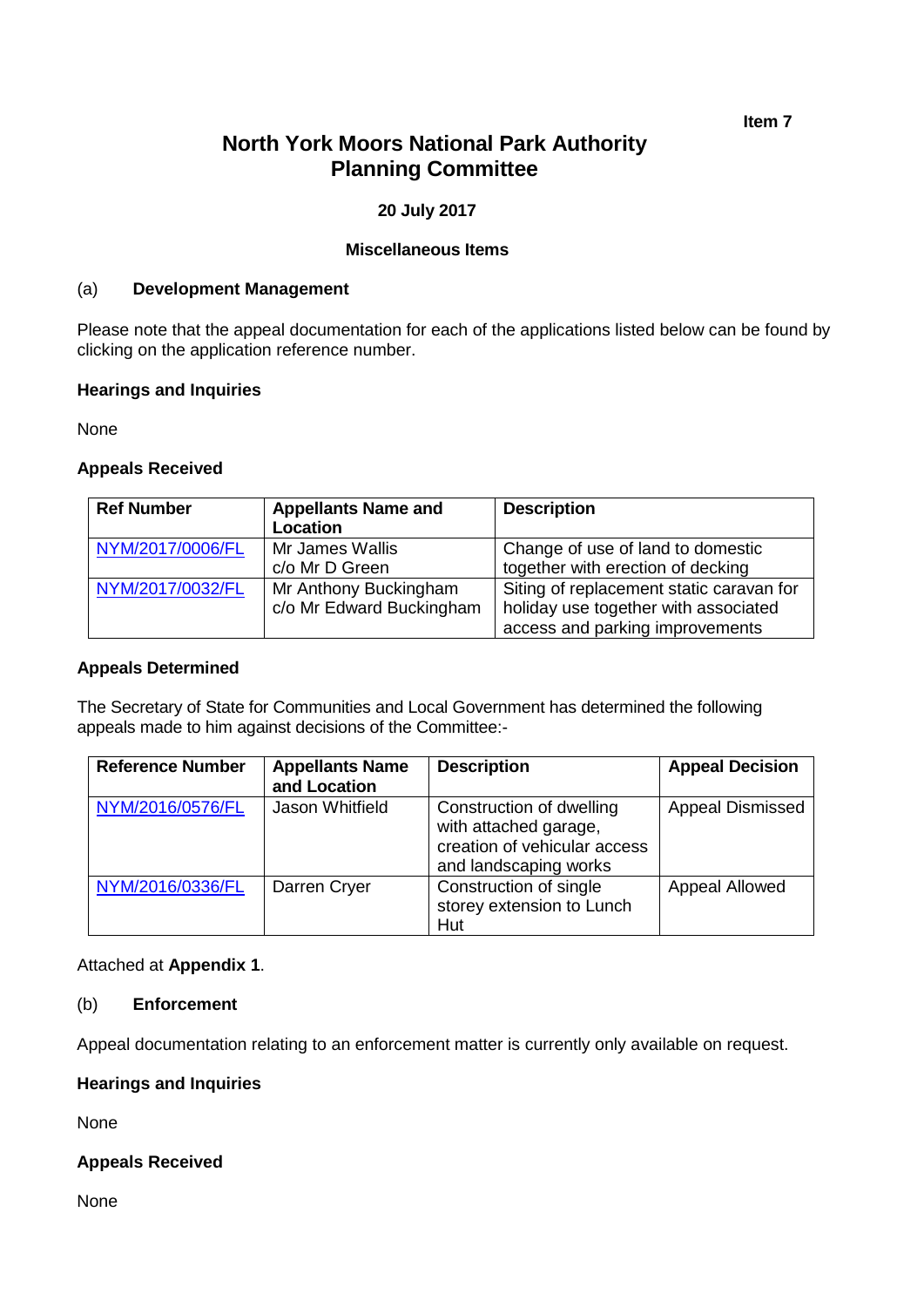Item 7

# North York Moors National Park Authority Planning Committee

**20 July 2017**

**Miscellaneous Items**

## (a) Development Management

Please note that the appeal documentation for each of the applications listed below can be found by clicking on the application reference number.

### Hearings and Inquiries

None

### Appeals Received

| Ref Number | Appellants Name and Location | Description |
|---|---|---|
| NYM/2017/0006/FL | Mr James Wallis<br>c/o Mr D Green | Change of use of land to domestic together with erection of decking |
| NYM/2017/0032/FL | Mr Anthony Buckingham<br>c/o Mr Edward Buckingham | Siting of replacement static caravan for holiday use together with associated access and parking improvements |

### Appeals Determined

The Secretary of State for Communities and Local Government has determined the following appeals made to him against decisions of the Committee:-

| Reference Number | Appellants Name and Location | Description | Appeal Decision |
|---|---|---|---|
| NYM/2016/0576/FL | Jason Whitfield | Construction of dwelling with attached garage, creation of vehicular access and landscaping works | Appeal Dismissed |
| NYM/2016/0336/FL | Darren Cryer | Construction of single storey extension to Lunch Hut | Appeal Allowed |

Attached at **Appendix 1**.

## (b) Enforcement

Appeal documentation relating to an enforcement matter is currently only available on request.

### Hearings and Inquiries

None

### Appeals Received

None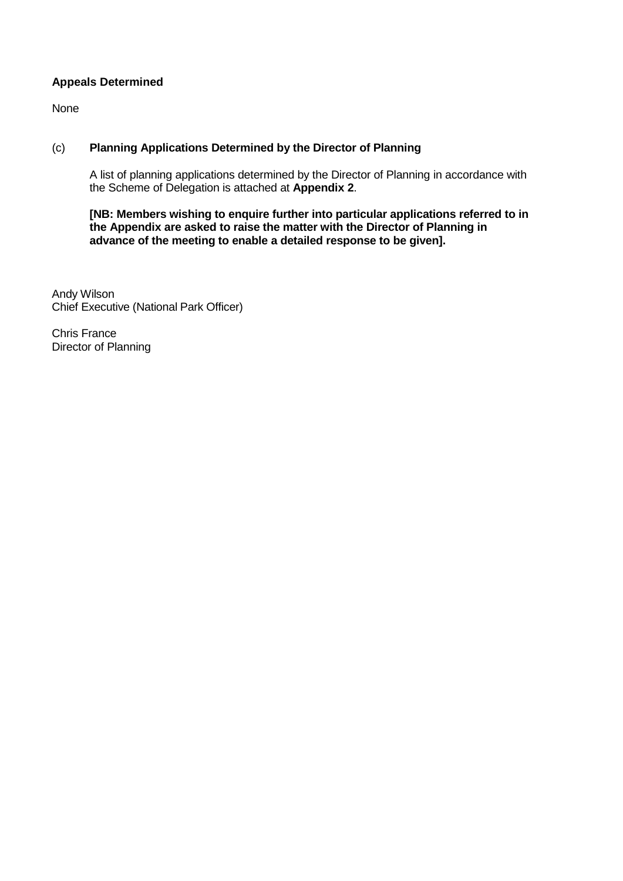**Appeals Determined**

None

(c) **Planning Applications Determined by the Director of Planning**

A list of planning applications determined by the Director of Planning in accordance with the Scheme of Delegation is attached at **Appendix 2**.

**[NB: Members wishing to enquire further into particular applications referred to in the Appendix are asked to raise the matter with the Director of Planning in advance of the meeting to enable a detailed response to be given].**

Andy Wilson
Chief Executive (National Park Officer)

Chris France
Director of Planning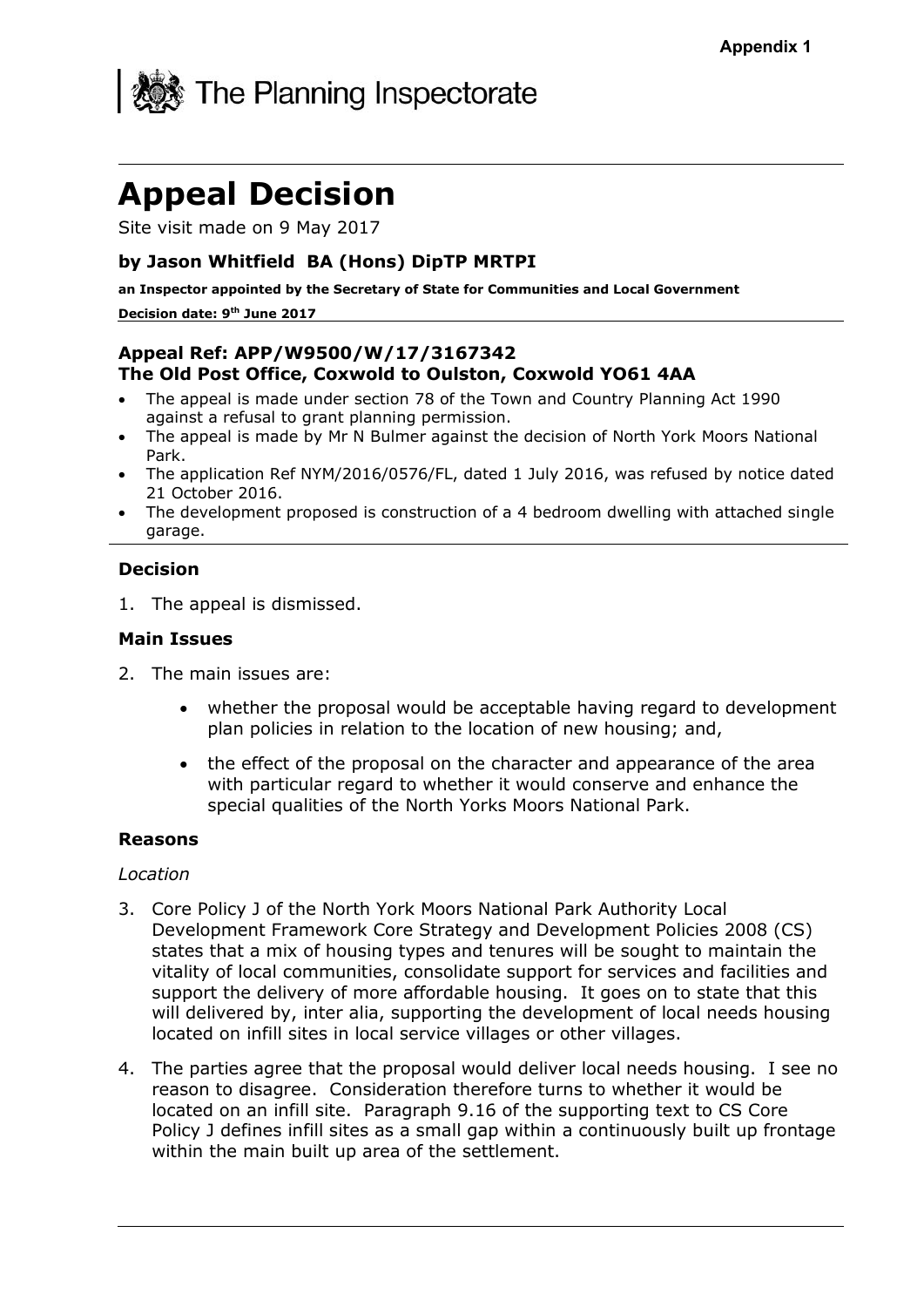**Appendix 1**

The Planning Inspectorate

# Appeal Decision

Site visit made on 9 May 2017

### by Jason Whitfield BA (Hons) DipTP MRTPI

**an Inspector appointed by the Secretary of State for Communities and Local Government**

**Decision date: 9th June 2017**

### Appeal Ref: APP/W9500/W/17/3167342
### The Old Post Office, Coxwold to Oulston, Coxwold YO61 4AA

- The appeal is made under section 78 of the Town and Country Planning Act 1990 against a refusal to grant planning permission.
- The appeal is made by Mr N Bulmer against the decision of North York Moors National Park.
- The application Ref NYM/2016/0576/FL, dated 1 July 2016, was refused by notice dated 21 October 2016.
- The development proposed is construction of a 4 bedroom dwelling with attached single garage.

### Decision

1. The appeal is dismissed.

### Main Issues

2. The main issues are:

    - whether the proposal would be acceptable having regard to development plan policies in relation to the location of new housing; and,
    - the effect of the proposal on the character and appearance of the area with particular regard to whether it would conserve and enhance the special qualities of the North Yorks Moors National Park.

### Reasons

*Location*

3. Core Policy J of the North York Moors National Park Authority Local Development Framework Core Strategy and Development Policies 2008 (CS) states that a mix of housing types and tenures will be sought to maintain the vitality of local communities, consolidate support for services and facilities and support the delivery of more affordable housing. It goes on to state that this will delivered by, inter alia, supporting the development of local needs housing located on infill sites in local service villages or other villages.

4. The parties agree that the proposal would deliver local needs housing. I see no reason to disagree. Consideration therefore turns to whether it would be located on an infill site. Paragraph 9.16 of the supporting text to CS Core Policy J defines infill sites as a small gap within a continuously built up frontage within the main built up area of the settlement.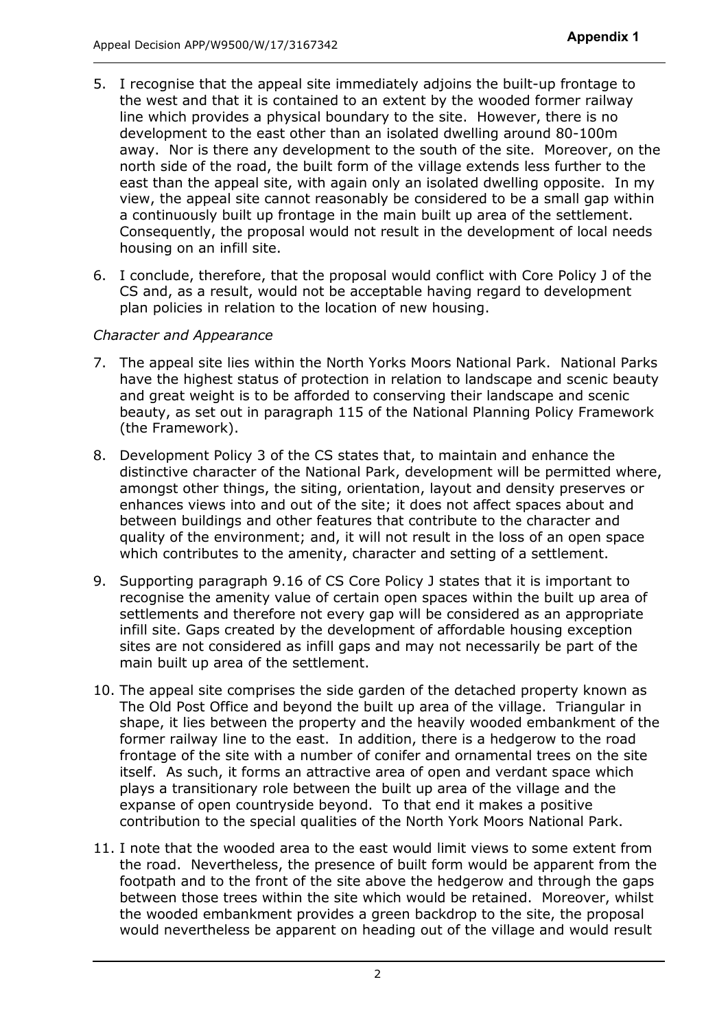5. I recognise that the appeal site immediately adjoins the built-up frontage to the west and that it is contained to an extent by the wooded former railway line which provides a physical boundary to the site. However, there is no development to the east other than an isolated dwelling around 80-100m away. Nor is there any development to the south of the site. Moreover, on the north side of the road, the built form of the village extends less further to the east than the appeal site, with again only an isolated dwelling opposite. In my view, the appeal site cannot reasonably be considered to be a small gap within a continuously built up frontage in the main built up area of the settlement. Consequently, the proposal would not result in the development of local needs housing on an infill site.

6. I conclude, therefore, that the proposal would conflict with Core Policy J of the CS and, as a result, would not be acceptable having regard to development plan policies in relation to the location of new housing.

*Character and Appearance*

7. The appeal site lies within the North Yorks Moors National Park. National Parks have the highest status of protection in relation to landscape and scenic beauty and great weight is to be afforded to conserving their landscape and scenic beauty, as set out in paragraph 115 of the National Planning Policy Framework (the Framework).

8. Development Policy 3 of the CS states that, to maintain and enhance the distinctive character of the National Park, development will be permitted where, amongst other things, the siting, orientation, layout and density preserves or enhances views into and out of the site; it does not affect spaces about and between buildings and other features that contribute to the character and quality of the environment; and, it will not result in the loss of an open space which contributes to the amenity, character and setting of a settlement.

9. Supporting paragraph 9.16 of CS Core Policy J states that it is important to recognise the amenity value of certain open spaces within the built up area of settlements and therefore not every gap will be considered as an appropriate infill site. Gaps created by the development of affordable housing exception sites are not considered as infill gaps and may not necessarily be part of the main built up area of the settlement.

10. The appeal site comprises the side garden of the detached property known as The Old Post Office and beyond the built up area of the village. Triangular in shape, it lies between the property and the heavily wooded embankment of the former railway line to the east. In addition, there is a hedgerow to the road frontage of the site with a number of conifer and ornamental trees on the site itself. As such, it forms an attractive area of open and verdant space which plays a transitionary role between the built up area of the village and the expanse of open countryside beyond. To that end it makes a positive contribution to the special qualities of the North York Moors National Park.

11. I note that the wooded area to the east would limit views to some extent from the road. Nevertheless, the presence of built form would be apparent from the footpath and to the front of the site above the hedgerow and through the gaps between those trees within the site which would be retained. Moreover, whilst the wooded embankment provides a green backdrop to the site, the proposal would nevertheless be apparent on heading out of the village and would result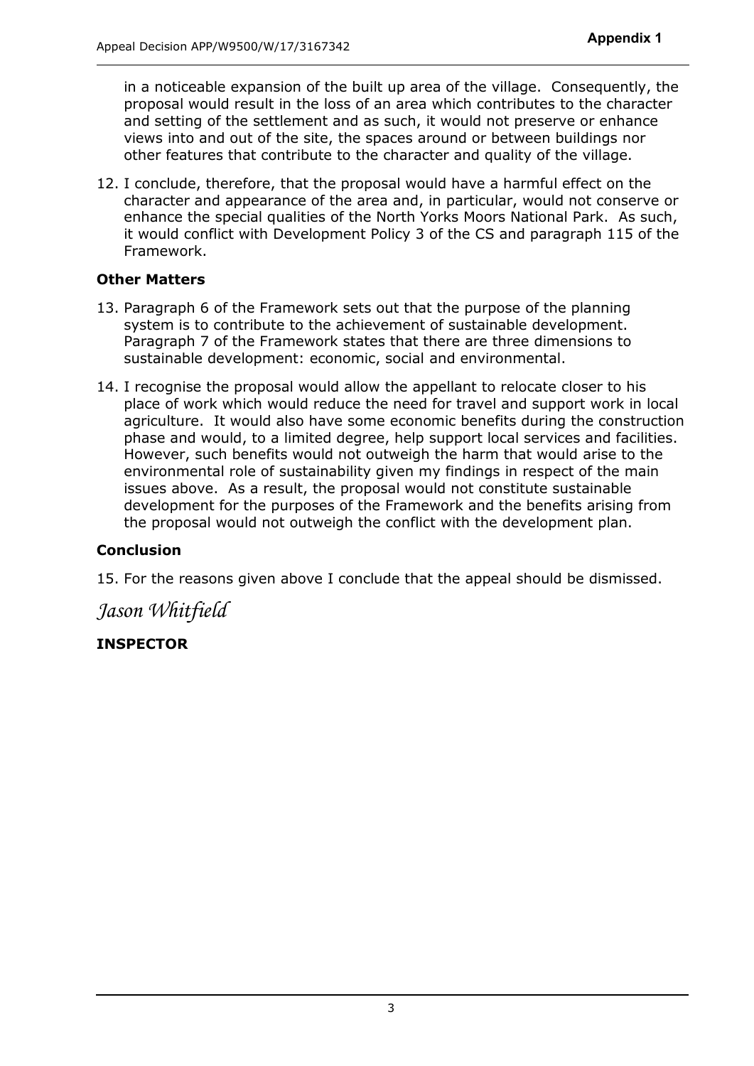in a noticeable expansion of the built up area of the village. Consequently, the proposal would result in the loss of an area which contributes to the character and setting of the settlement and as such, it would not preserve or enhance views into and out of the site, the spaces around or between buildings nor other features that contribute to the character and quality of the village.

12. I conclude, therefore, that the proposal would have a harmful effect on the character and appearance of the area and, in particular, would not conserve or enhance the special qualities of the North Yorks Moors National Park. As such, it would conflict with Development Policy 3 of the CS and paragraph 115 of the Framework.

**Other Matters**

13. Paragraph 6 of the Framework sets out that the purpose of the planning system is to contribute to the achievement of sustainable development. Paragraph 7 of the Framework states that there are three dimensions to sustainable development: economic, social and environmental.

14. I recognise the proposal would allow the appellant to relocate closer to his place of work which would reduce the need for travel and support work in local agriculture. It would also have some economic benefits during the construction phase and would, to a limited degree, help support local services and facilities. However, such benefits would not outweigh the harm that would arise to the environmental role of sustainability given my findings in respect of the main issues above. As a result, the proposal would not constitute sustainable development for the purposes of the Framework and the benefits arising from the proposal would not outweigh the conflict with the development plan.

**Conclusion**

15. For the reasons given above I conclude that the appeal should be dismissed.

*Jason Whitfield*

**INSPECTOR**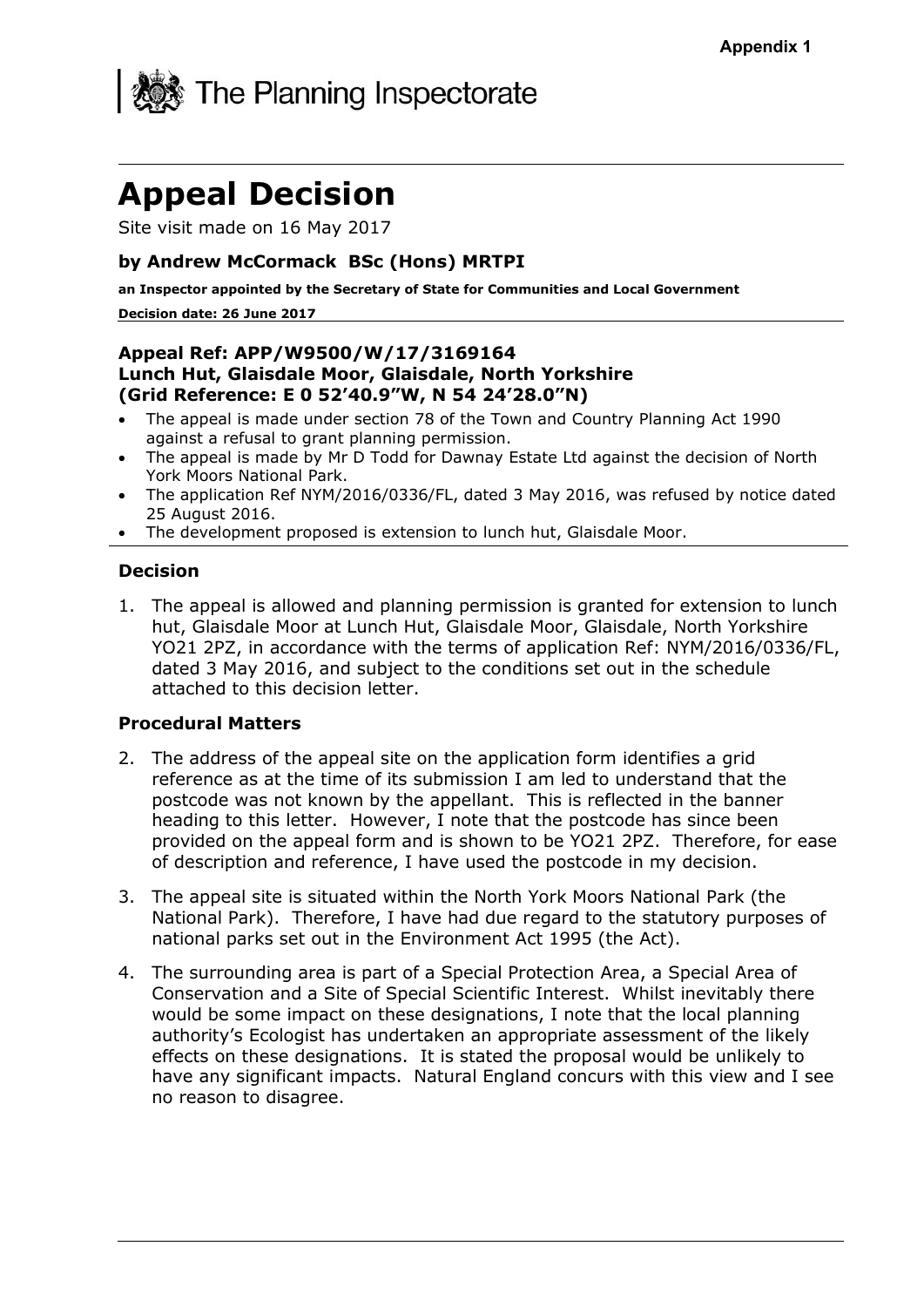Appendix 1

The Planning Inspectorate

# Appeal Decision

Site visit made on 16 May 2017

### by Andrew McCormack BSc (Hons) MRTPI

**an Inspector appointed by the Secretary of State for Communities and Local Government**

**Decision date: 26 June 2017**

---

**Appeal Ref: APP/W9500/W/17/3169164**
**Lunch Hut, Glaisdale Moor, Glaisdale, North Yorkshire**
**(Grid Reference: E 0 52'40.9"W, N 54 24'28.0"N)**

- The appeal is made under section 78 of the Town and Country Planning Act 1990 against a refusal to grant planning permission.
- The appeal is made by Mr D Todd for Dawnay Estate Ltd against the decision of North York Moors National Park.
- The application Ref NYM/2016/0336/FL, dated 3 May 2016, was refused by notice dated 25 August 2016.
- The development proposed is extension to lunch hut, Glaisdale Moor.

---

### Decision

1. The appeal is allowed and planning permission is granted for extension to lunch hut, Glaisdale Moor at Lunch Hut, Glaisdale Moor, Glaisdale, North Yorkshire YO21 2PZ, in accordance with the terms of application Ref: NYM/2016/0336/FL, dated 3 May 2016, and subject to the conditions set out in the schedule attached to this decision letter.

### Procedural Matters

2. The address of the appeal site on the application form identifies a grid reference as at the time of its submission I am led to understand that the postcode was not known by the appellant. This is reflected in the banner heading to this letter. However, I note that the postcode has since been provided on the appeal form and is shown to be YO21 2PZ. Therefore, for ease of description and reference, I have used the postcode in my decision.

3. The appeal site is situated within the North York Moors National Park (the National Park). Therefore, I have had due regard to the statutory purposes of national parks set out in the Environment Act 1995 (the Act).

4. The surrounding area is part of a Special Protection Area, a Special Area of Conservation and a Site of Special Scientific Interest. Whilst inevitably there would be some impact on these designations, I note that the local planning authority's Ecologist has undertaken an appropriate assessment of the likely effects on these designations. It is stated the proposal would be unlikely to have any significant impacts. Natural England concurs with this view and I see no reason to disagree.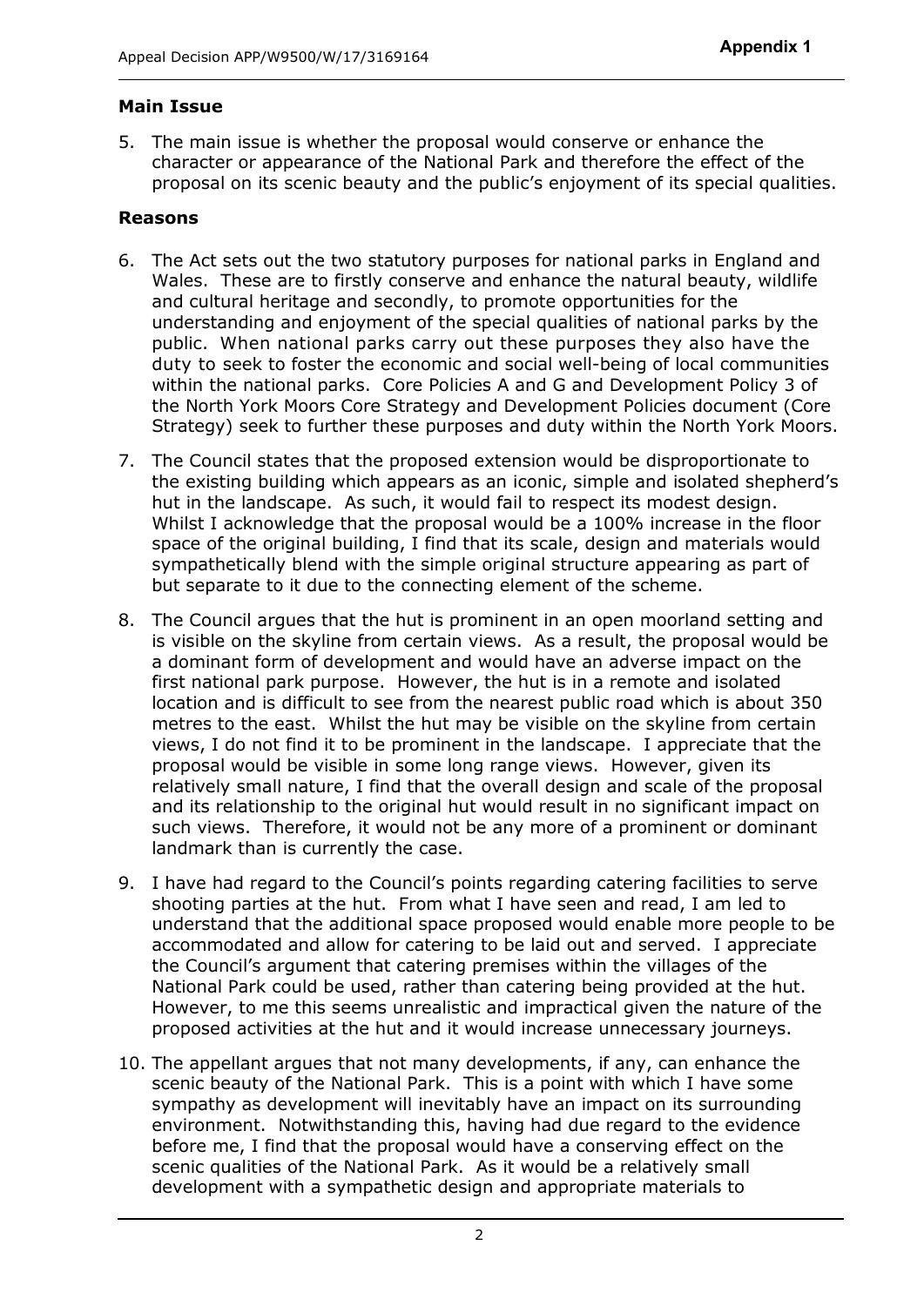## Main Issue

5. The main issue is whether the proposal would conserve or enhance the character or appearance of the National Park and therefore the effect of the proposal on its scenic beauty and the public's enjoyment of its special qualities.

## Reasons

6. The Act sets out the two statutory purposes for national parks in England and Wales. These are to firstly conserve and enhance the natural beauty, wildlife and cultural heritage and secondly, to promote opportunities for the understanding and enjoyment of the special qualities of national parks by the public. When national parks carry out these purposes they also have the duty to seek to foster the economic and social well-being of local communities within the national parks. Core Policies A and G and Development Policy 3 of the North York Moors Core Strategy and Development Policies document (Core Strategy) seek to further these purposes and duty within the North York Moors.

7. The Council states that the proposed extension would be disproportionate to the existing building which appears as an iconic, simple and isolated shepherd's hut in the landscape. As such, it would fail to respect its modest design. Whilst I acknowledge that the proposal would be a 100% increase in the floor space of the original building, I find that its scale, design and materials would sympathetically blend with the simple original structure appearing as part of but separate to it due to the connecting element of the scheme.

8. The Council argues that the hut is prominent in an open moorland setting and is visible on the skyline from certain views. As a result, the proposal would be a dominant form of development and would have an adverse impact on the first national park purpose. However, the hut is in a remote and isolated location and is difficult to see from the nearest public road which is about 350 metres to the east. Whilst the hut may be visible on the skyline from certain views, I do not find it to be prominent in the landscape. I appreciate that the proposal would be visible in some long range views. However, given its relatively small nature, I find that the overall design and scale of the proposal and its relationship to the original hut would result in no significant impact on such views. Therefore, it would not be any more of a prominent or dominant landmark than is currently the case.

9. I have had regard to the Council's points regarding catering facilities to serve shooting parties at the hut. From what I have seen and read, I am led to understand that the additional space proposed would enable more people to be accommodated and allow for catering to be laid out and served. I appreciate the Council's argument that catering premises within the villages of the National Park could be used, rather than catering being provided at the hut. However, to me this seems unrealistic and impractical given the nature of the proposed activities at the hut and it would increase unnecessary journeys.

10. The appellant argues that not many developments, if any, can enhance the scenic beauty of the National Park. This is a point with which I have some sympathy as development will inevitably have an impact on its surrounding environment. Notwithstanding this, having had due regard to the evidence before me, I find that the proposal would have a conserving effect on the scenic qualities of the National Park. As it would be a relatively small development with a sympathetic design and appropriate materials to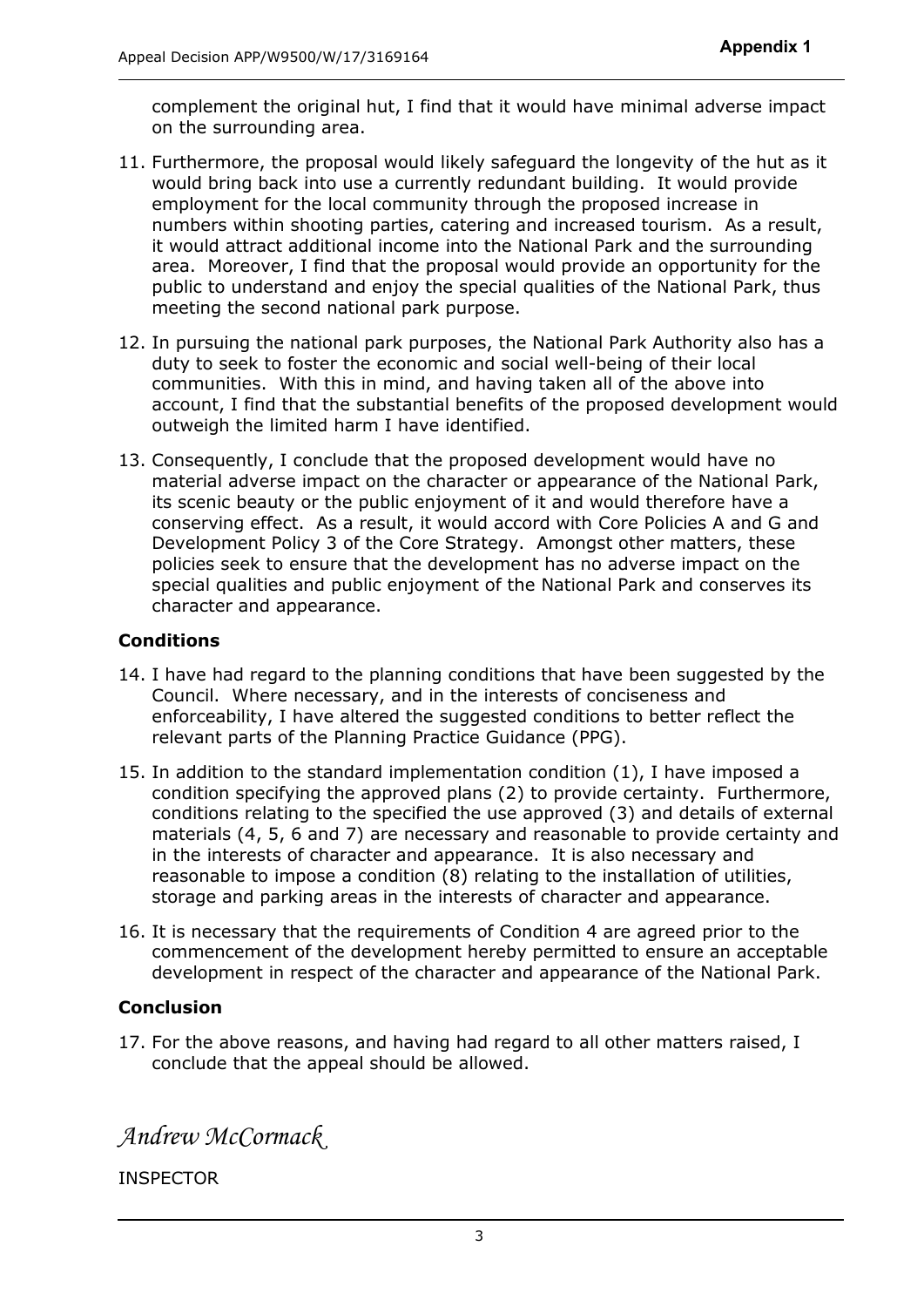complement the original hut, I find that it would have minimal adverse impact on the surrounding area.

11. Furthermore, the proposal would likely safeguard the longevity of the hut as it would bring back into use a currently redundant building. It would provide employment for the local community through the proposed increase in numbers within shooting parties, catering and increased tourism. As a result, it would attract additional income into the National Park and the surrounding area. Moreover, I find that the proposal would provide an opportunity for the public to understand and enjoy the special qualities of the National Park, thus meeting the second national park purpose.

12. In pursuing the national park purposes, the National Park Authority also has a duty to seek to foster the economic and social well-being of their local communities. With this in mind, and having taken all of the above into account, I find that the substantial benefits of the proposed development would outweigh the limited harm I have identified.

13. Consequently, I conclude that the proposed development would have no material adverse impact on the character or appearance of the National Park, its scenic beauty or the public enjoyment of it and would therefore have a conserving effect. As a result, it would accord with Core Policies A and G and Development Policy 3 of the Core Strategy. Amongst other matters, these policies seek to ensure that the development has no adverse impact on the special qualities and public enjoyment of the National Park and conserves its character and appearance.

### Conditions

14. I have had regard to the planning conditions that have been suggested by the Council. Where necessary, and in the interests of conciseness and enforceability, I have altered the suggested conditions to better reflect the relevant parts of the Planning Practice Guidance (PPG).

15. In addition to the standard implementation condition (1), I have imposed a condition specifying the approved plans (2) to provide certainty. Furthermore, conditions relating to the specified the use approved (3) and details of external materials (4, 5, 6 and 7) are necessary and reasonable to provide certainty and in the interests of character and appearance. It is also necessary and reasonable to impose a condition (8) relating to the installation of utilities, storage and parking areas in the interests of character and appearance.

16. It is necessary that the requirements of Condition 4 are agreed prior to the commencement of the development hereby permitted to ensure an acceptable development in respect of the character and appearance of the National Park.

### Conclusion

17. For the above reasons, and having had regard to all other matters raised, I conclude that the appeal should be allowed.

*Andrew McCormack*

INSPECTOR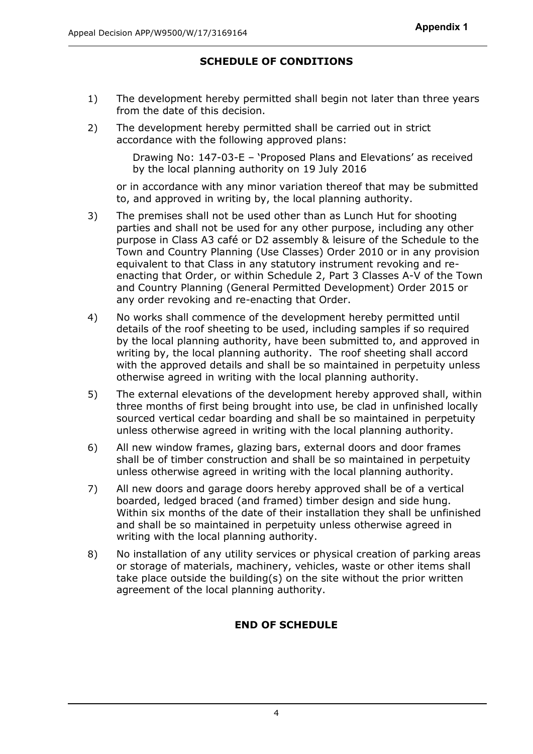## SCHEDULE OF CONDITIONS

1) The development hereby permitted shall begin not later than three years from the date of this decision.

2) The development hereby permitted shall be carried out in strict accordance with the following approved plans:

   Drawing No: 147-03-E – 'Proposed Plans and Elevations' as received by the local planning authority on 19 July 2016

   or in accordance with any minor variation thereof that may be submitted to, and approved in writing by, the local planning authority.

3) The premises shall not be used other than as Lunch Hut for shooting parties and shall not be used for any other purpose, including any other purpose in Class A3 café or D2 assembly & leisure of the Schedule to the Town and Country Planning (Use Classes) Order 2010 or in any provision equivalent to that Class in any statutory instrument revoking and re-enacting that Order, or within Schedule 2, Part 3 Classes A-V of the Town and Country Planning (General Permitted Development) Order 2015 or any order revoking and re-enacting that Order.

4) No works shall commence of the development hereby permitted until details of the roof sheeting to be used, including samples if so required by the local planning authority, have been submitted to, and approved in writing by, the local planning authority. The roof sheeting shall accord with the approved details and shall be so maintained in perpetuity unless otherwise agreed in writing with the local planning authority.

5) The external elevations of the development hereby approved shall, within three months of first being brought into use, be clad in unfinished locally sourced vertical cedar boarding and shall be so maintained in perpetuity unless otherwise agreed in writing with the local planning authority.

6) All new window frames, glazing bars, external doors and door frames shall be of timber construction and shall be so maintained in perpetuity unless otherwise agreed in writing with the local planning authority.

7) All new doors and garage doors hereby approved shall be of a vertical boarded, ledged braced (and framed) timber design and side hung. Within six months of the date of their installation they shall be unfinished and shall be so maintained in perpetuity unless otherwise agreed in writing with the local planning authority.

8) No installation of any utility services or physical creation of parking areas or storage of materials, machinery, vehicles, waste or other items shall take place outside the building(s) on the site without the prior written agreement of the local planning authority.

**END OF SCHEDULE**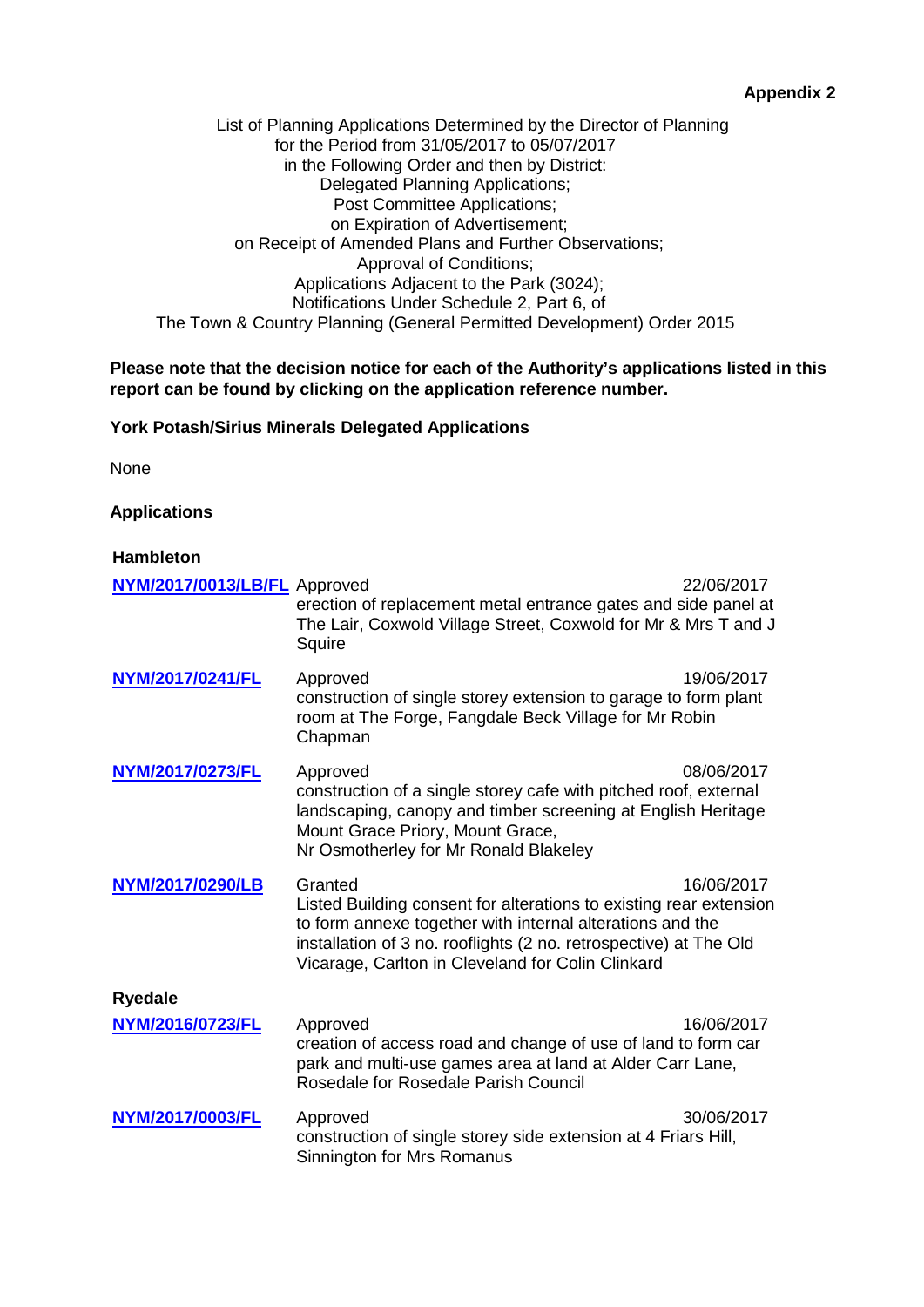**Appendix 2**

List of Planning Applications Determined by the Director of Planning
for the Period from 31/05/2017 to 05/07/2017
in the Following Order and then by District:
Delegated Planning Applications;
Post Committee Applications;
on Expiration of Advertisement;
on Receipt of Amended Plans and Further Observations;
Approval of Conditions;
Applications Adjacent to the Park (3024);
Notifications Under Schedule 2, Part 6, of
The Town & Country Planning (General Permitted Development) Order 2015

**Please note that the decision notice for each of the Authority's applications listed in this report can be found by clicking on the application reference number.**

**York Potash/Sirius Minerals Delegated Applications**

None

**Applications**

**Hambleton**

| | | |
|---|---|---|
| **NYM/2017/0013/LB/FL** | Approved<br>erection of replacement metal entrance gates and side panel at The Lair, Coxwold Village Street, Coxwold for Mr & Mrs T and J Squire | 22/06/2017 |
| **NYM/2017/0241/FL** | Approved<br>construction of single storey extension to garage to form plant room at The Forge, Fangdale Beck Village for Mr Robin Chapman | 19/06/2017 |
| **NYM/2017/0273/FL** | Approved<br>construction of a single storey cafe with pitched roof, external landscaping, canopy and timber screening at English Heritage Mount Grace Priory, Mount Grace, Nr Osmotherley for Mr Ronald Blakeley | 08/06/2017 |
| **NYM/2017/0290/LB** | Granted<br>Listed Building consent for alterations to existing rear extension to form annexe together with internal alterations and the installation of 3 no. rooflights (2 no. retrospective) at The Old Vicarage, Carlton in Cleveland for Colin Clinkard | 16/06/2017 |

**Ryedale**

| | | |
|---|---|---|
| **NYM/2016/0723/FL** | Approved<br>creation of access road and change of use of land to form car park and multi-use games area at land at Alder Carr Lane, Rosedale for Rosedale Parish Council | 16/06/2017 |
| **NYM/2017/0003/FL** | Approved<br>construction of single storey side extension at 4 Friars Hill, Sinnington for Mrs Romanus | 30/06/2017 |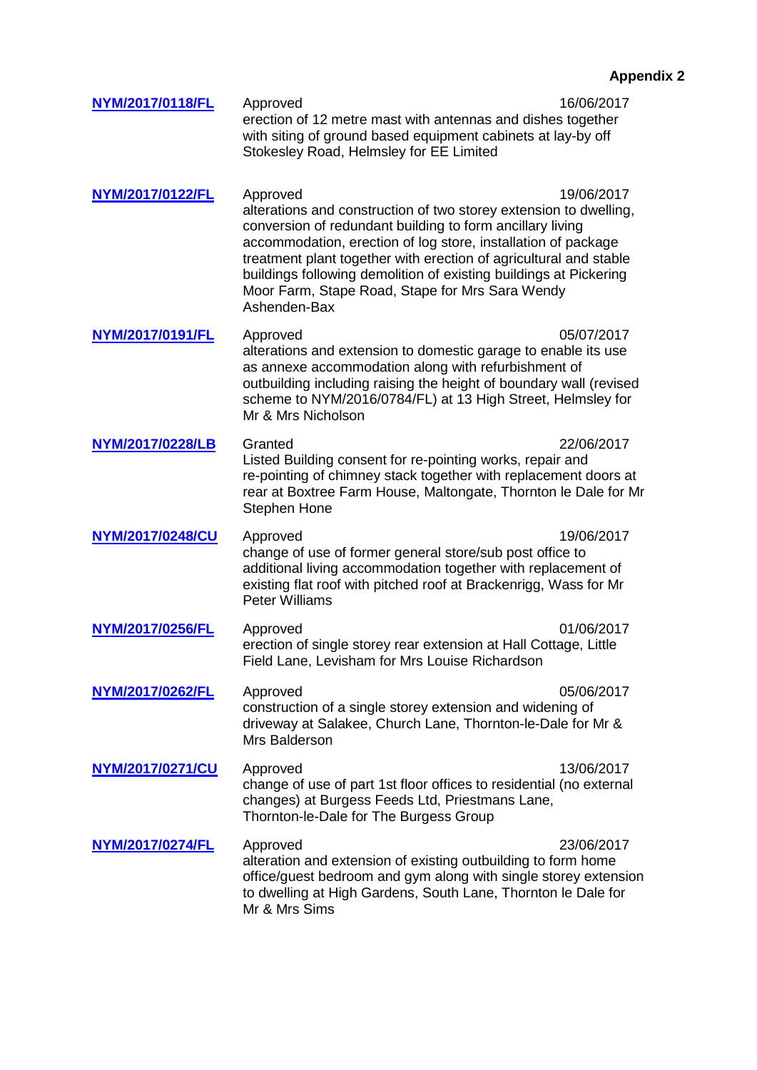**Appendix 2**

| | | |
|---|---|---|
| **NYM/2017/0118/FL** | Approved<br>erection of 12 metre mast with antennas and dishes together with siting of ground based equipment cabinets at lay-by off Stokesley Road, Helmsley for EE Limited | 16/06/2017 |
| **NYM/2017/0122/FL** | Approved<br>alterations and construction of two storey extension to dwelling, conversion of redundant building to form ancillary living accommodation, erection of log store, installation of package treatment plant together with erection of agricultural and stable buildings following demolition of existing buildings at Pickering Moor Farm, Stape Road, Stape for Mrs Sara Wendy Ashenden-Bax | 19/06/2017 |
| **NYM/2017/0191/FL** | Approved<br>alterations and extension to domestic garage to enable its use as annexe accommodation along with refurbishment of outbuilding including raising the height of boundary wall (revised scheme to NYM/2016/0784/FL) at 13 High Street, Helmsley for Mr & Mrs Nicholson | 05/07/2017 |
| **NYM/2017/0228/LB** | Granted<br>Listed Building consent for re-pointing works, repair and re-pointing of chimney stack together with replacement doors at rear at Boxtree Farm House, Maltongate, Thornton le Dale for Mr Stephen Hone | 22/06/2017 |
| **NYM/2017/0248/CU** | Approved<br>change of use of former general store/sub post office to additional living accommodation together with replacement of existing flat roof with pitched roof at Brackenrigg, Wass for Mr Peter Williams | 19/06/2017 |
| **NYM/2017/0256/FL** | Approved<br>erection of single storey rear extension at Hall Cottage, Little Field Lane, Levisham for Mrs Louise Richardson | 01/06/2017 |
| **NYM/2017/0262/FL** | Approved<br>construction of a single storey extension and widening of driveway at Salakee, Church Lane, Thornton-le-Dale for Mr & Mrs Balderson | 05/06/2017 |
| **NYM/2017/0271/CU** | Approved<br>change of use of part 1st floor offices to residential (no external changes) at Burgess Feeds Ltd, Priestmans Lane, Thornton-le-Dale for The Burgess Group | 13/06/2017 |
| **NYM/2017/0274/FL** | Approved<br>alteration and extension of existing outbuilding to form home office/guest bedroom and gym along with single storey extension to dwelling at High Gardens, South Lane, Thornton le Dale for Mr & Mrs Sims | 23/06/2017 |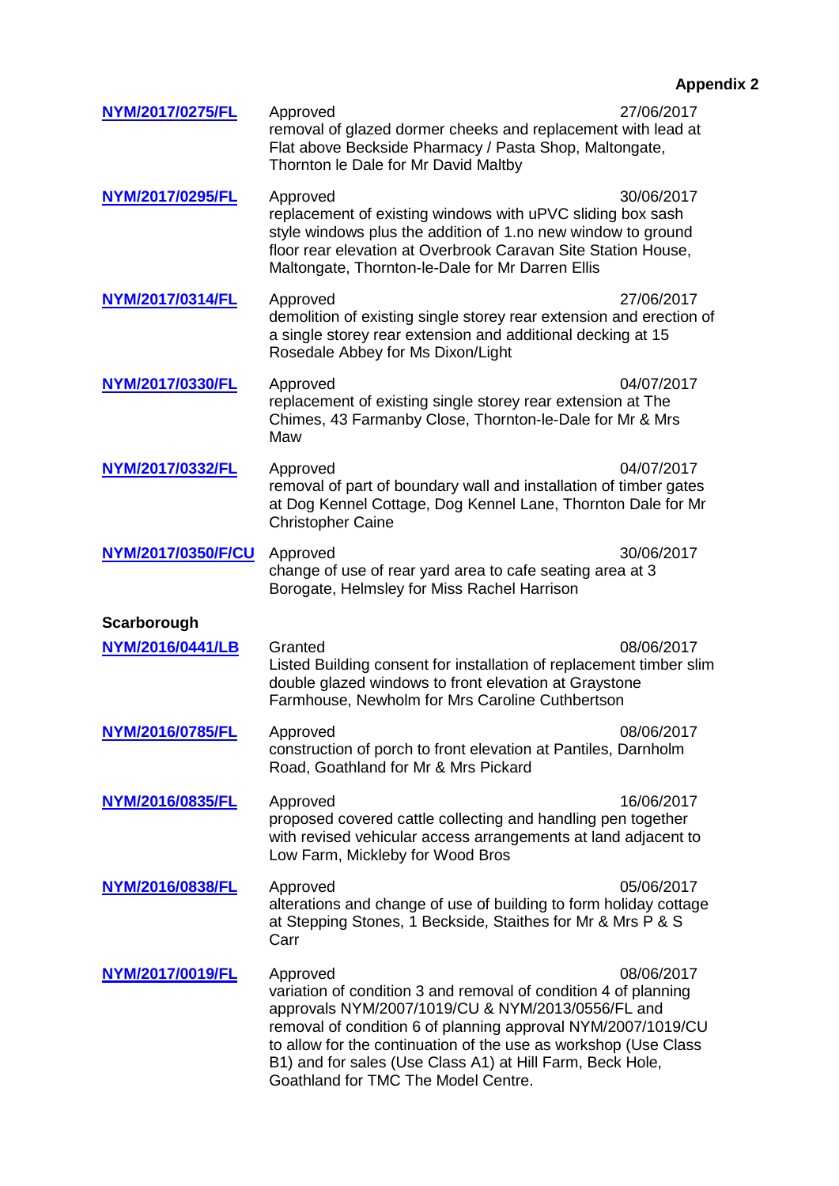**Appendix 2**

**NYM/2017/0275/FL** Approved 27/06/2017
removal of glazed dormer cheeks and replacement with lead at Flat above Beckside Pharmacy / Pasta Shop, Maltongate, Thornton le Dale for Mr David Maltby

**NYM/2017/0295/FL** Approved 30/06/2017
replacement of existing windows with uPVC sliding box sash style windows plus the addition of 1.no new window to ground floor rear elevation at Overbrook Caravan Site Station House, Maltongate, Thornton-le-Dale for Mr Darren Ellis

**NYM/2017/0314/FL** Approved 27/06/2017
demolition of existing single storey rear extension and erection of a single storey rear extension and additional decking at 15 Rosedale Abbey for Ms Dixon/Light

**NYM/2017/0330/FL** Approved 04/07/2017
replacement of existing single storey rear extension at The Chimes, 43 Farmanby Close, Thornton-le-Dale for Mr & Mrs Maw

**NYM/2017/0332/FL** Approved 04/07/2017
removal of part of boundary wall and installation of timber gates at Dog Kennel Cottage, Dog Kennel Lane, Thornton Dale for Mr Christopher Caine

**NYM/2017/0350/F/CU** Approved 30/06/2017
change of use of rear yard area to cafe seating area at 3 Borogate, Helmsley for Miss Rachel Harrison

**Scarborough**

**NYM/2016/0441/LB** Granted 08/06/2017
Listed Building consent for installation of replacement timber slim double glazed windows to front elevation at Graystone Farmhouse, Newholm for Mrs Caroline Cuthbertson

**NYM/2016/0785/FL** Approved 08/06/2017
construction of porch to front elevation at Pantiles, Darnholm Road, Goathland for Mr & Mrs Pickard

**NYM/2016/0835/FL** Approved 16/06/2017
proposed covered cattle collecting and handling pen together with revised vehicular access arrangements at land adjacent to Low Farm, Mickleby for Wood Bros

**NYM/2016/0838/FL** Approved 05/06/2017
alterations and change of use of building to form holiday cottage at Stepping Stones, 1 Beckside, Staithes for Mr & Mrs P & S Carr

**NYM/2017/0019/FL** Approved 08/06/2017
variation of condition 3 and removal of condition 4 of planning approvals NYM/2007/1019/CU & NYM/2013/0556/FL and removal of condition 6 of planning approval NYM/2007/1019/CU to allow for the continuation of the use as workshop (Use Class B1) and for sales (Use Class A1) at Hill Farm, Beck Hole, Goathland for TMC The Model Centre.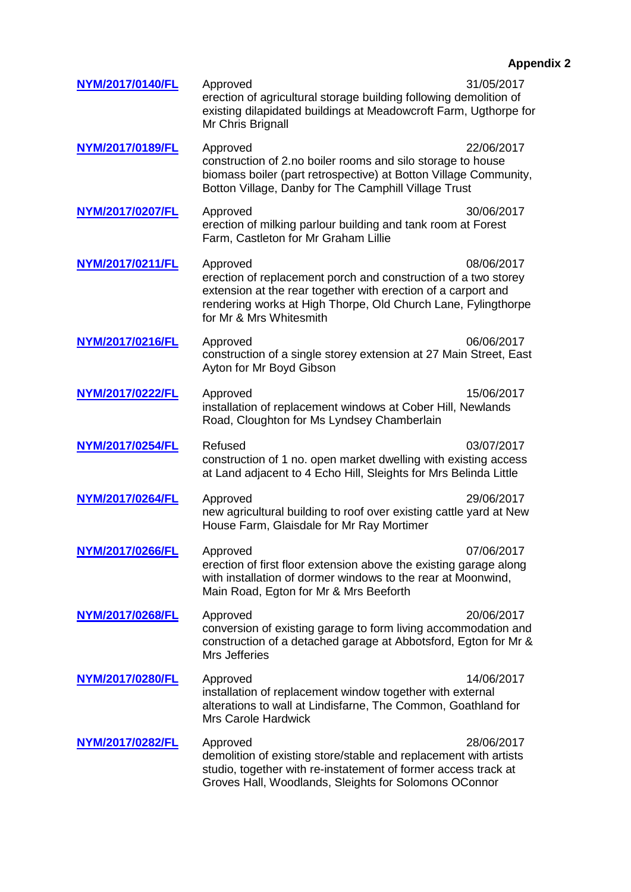**Appendix 2**

| | | |
|---|---|---|
| **NYM/2017/0140/FL** | Approved<br>erection of agricultural storage building following demolition of existing dilapidated buildings at Meadowcroft Farm, Ugthorpe for Mr Chris Brignall | 31/05/2017 |
| **NYM/2017/0189/FL** | Approved<br>construction of 2.no boiler rooms and silo storage to house biomass boiler (part retrospective) at Botton Village Community, Botton Village, Danby for The Camphill Village Trust | 22/06/2017 |
| **NYM/2017/0207/FL** | Approved<br>erection of milking parlour building and tank room at Forest Farm, Castleton for Mr Graham Lillie | 30/06/2017 |
| **NYM/2017/0211/FL** | Approved<br>erection of replacement porch and construction of a two storey extension at the rear together with erection of a carport and rendering works at High Thorpe, Old Church Lane, Fylingthorpe for Mr & Mrs Whitesmith | 08/06/2017 |
| **NYM/2017/0216/FL** | Approved<br>construction of a single storey extension at 27 Main Street, East Ayton for Mr Boyd Gibson | 06/06/2017 |
| **NYM/2017/0222/FL** | Approved<br>installation of replacement windows at Cober Hill, Newlands Road, Cloughton for Ms Lyndsey Chamberlain | 15/06/2017 |
| **NYM/2017/0254/FL** | Refused<br>construction of 1 no. open market dwelling with existing access at Land adjacent to 4 Echo Hill, Sleights for Mrs Belinda Little | 03/07/2017 |
| **NYM/2017/0264/FL** | Approved<br>new agricultural building to roof over existing cattle yard at New House Farm, Glaisdale for Mr Ray Mortimer | 29/06/2017 |
| **NYM/2017/0266/FL** | Approved<br>erection of first floor extension above the existing garage along with installation of dormer windows to the rear at Moonwind, Main Road, Egton for Mr & Mrs Beeforth | 07/06/2017 |
| **NYM/2017/0268/FL** | Approved<br>conversion of existing garage to form living accommodation and construction of a detached garage at Abbotsford, Egton for Mr & Mrs Jefferies | 20/06/2017 |
| **NYM/2017/0280/FL** | Approved<br>installation of replacement window together with external alterations to wall at Lindisfarne, The Common, Goathland for Mrs Carole Hardwick | 14/06/2017 |
| **NYM/2017/0282/FL** | Approved<br>demolition of existing store/stable and replacement with artists studio, together with re-instatement of former access track at Groves Hall, Woodlands, Sleights for Solomons OConnor | 28/06/2017 |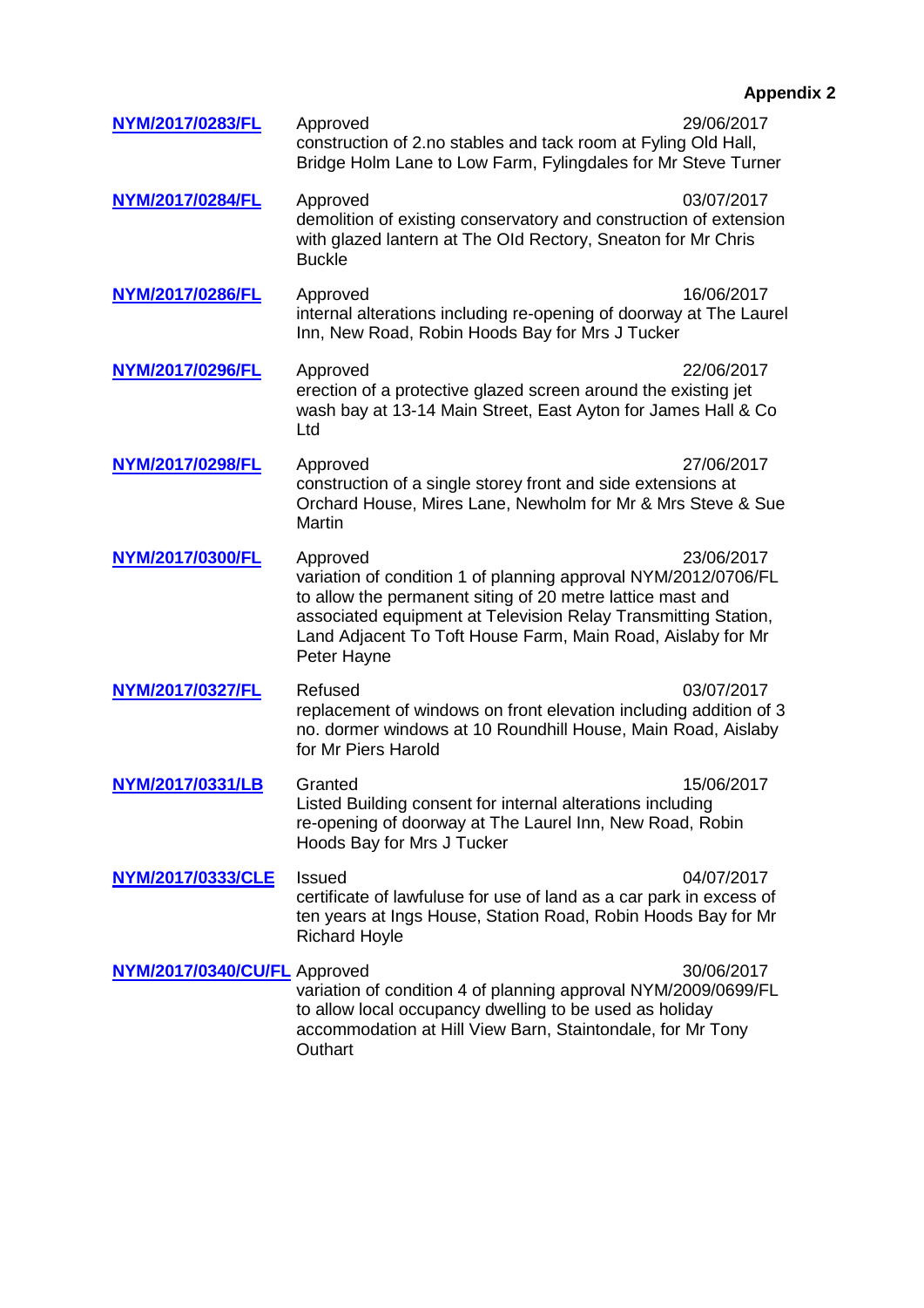**Appendix 2**

| | | |
|---|---|---|
| **NYM/2017/0283/FL** | Approved<br>construction of 2.no stables and tack room at Fyling Old Hall, Bridge Holm Lane to Low Farm, Fylingdales for Mr Steve Turner | 29/06/2017 |
| **NYM/2017/0284/FL** | Approved<br>demolition of existing conservatory and construction of extension with glazed lantern at The Old Rectory, Sneaton for Mr Chris Buckle | 03/07/2017 |
| **NYM/2017/0286/FL** | Approved<br>internal alterations including re-opening of doorway at The Laurel Inn, New Road, Robin Hoods Bay for Mrs J Tucker | 16/06/2017 |
| **NYM/2017/0296/FL** | Approved<br>erection of a protective glazed screen around the existing jet wash bay at 13-14 Main Street, East Ayton for James Hall & Co Ltd | 22/06/2017 |
| **NYM/2017/0298/FL** | Approved<br>construction of a single storey front and side extensions at Orchard House, Mires Lane, Newholm for Mr & Mrs Steve & Sue Martin | 27/06/2017 |
| **NYM/2017/0300/FL** | Approved<br>variation of condition 1 of planning approval NYM/2012/0706/FL to allow the permanent siting of 20 metre lattice mast and associated equipment at Television Relay Transmitting Station, Land Adjacent To Toft House Farm, Main Road, Aislaby for Mr Peter Hayne | 23/06/2017 |
| **NYM/2017/0327/FL** | Refused<br>replacement of windows on front elevation including addition of 3 no. dormer windows at 10 Roundhill House, Main Road, Aislaby for Mr Piers Harold | 03/07/2017 |
| **NYM/2017/0331/LB** | Granted<br>Listed Building consent for internal alterations including re-opening of doorway at The Laurel Inn, New Road, Robin Hoods Bay for Mrs J Tucker | 15/06/2017 |
| **NYM/2017/0333/CLE** | Issued<br>certificate of lawfuluse for use of land as a car park in excess of ten years at Ings House, Station Road, Robin Hoods Bay for Mr Richard Hoyle | 04/07/2017 |
| **NYM/2017/0340/CU/FL** | Approved<br>variation of condition 4 of planning approval NYM/2009/0699/FL to allow local occupancy dwelling to be used as holiday accommodation at Hill View Barn, Staintondale, for Mr Tony Outhart | 30/06/2017 |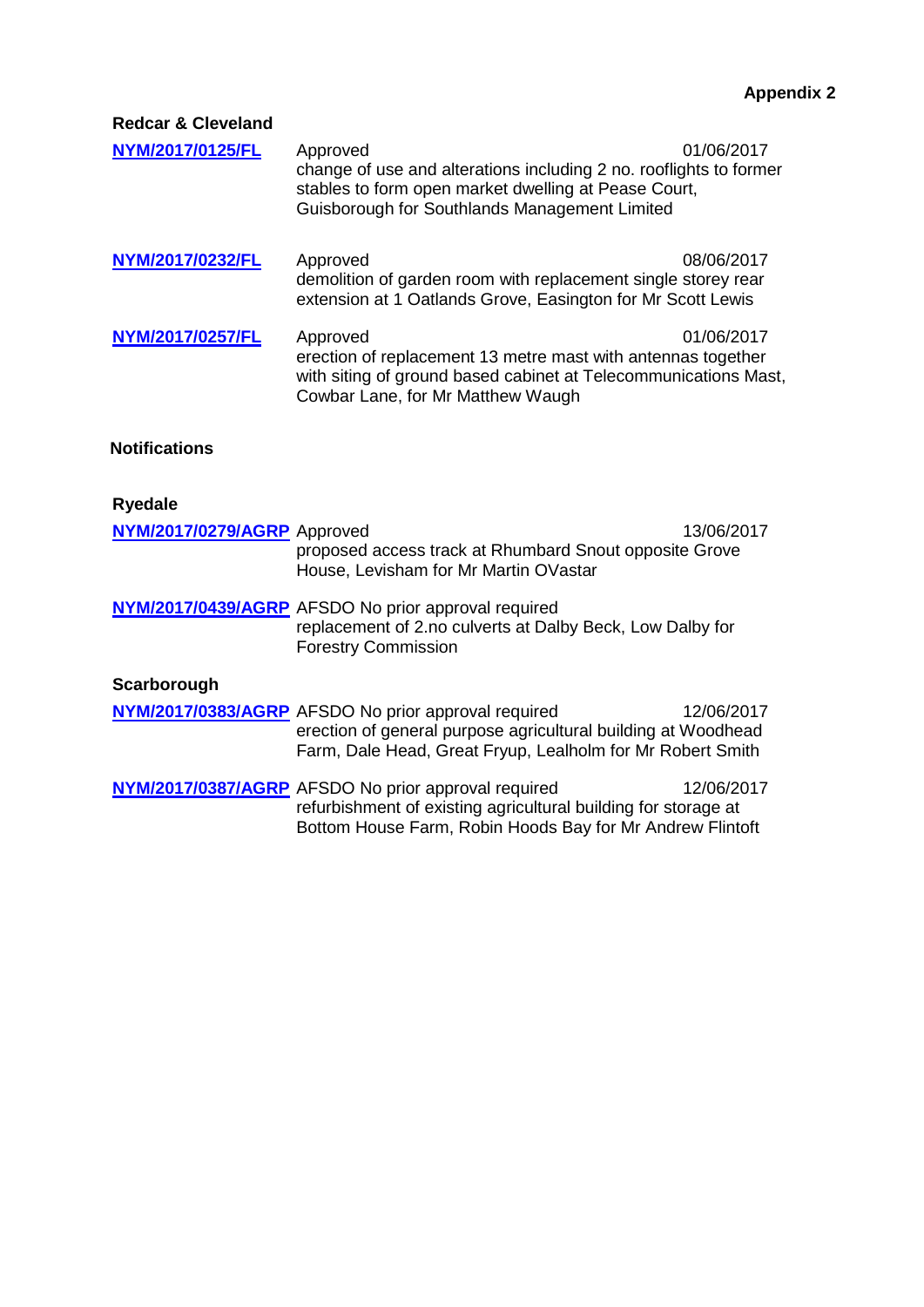**Appendix 2**

**Redcar & Cleveland**

| | | |
|---|---|---|
| **NYM/2017/0125/FL** | Approved<br>change of use and alterations including 2 no. rooflights to former stables to form open market dwelling at Pease Court, Guisborough for Southlands Management Limited | 01/06/2017 |
| **NYM/2017/0232/FL** | Approved<br>demolition of garden room with replacement single storey rear extension at 1 Oatlands Grove, Easington for Mr Scott Lewis | 08/06/2017 |
| **NYM/2017/0257/FL** | Approved<br>erection of replacement 13 metre mast with antennas together with siting of ground based cabinet at Telecommunications Mast, Cowbar Lane, for Mr Matthew Waugh | 01/06/2017 |

**Notifications**

**Ryedale**

| | | |
|---|---|---|
| **NYM/2017/0279/AGRP** | Approved<br>proposed access track at Rhumbard Snout opposite Grove House, Levisham for Mr Martin OVastar | 13/06/2017 |
| **NYM/2017/0439/AGRP** | AFSDO No prior approval required<br>replacement of 2.no culverts at Dalby Beck, Low Dalby for Forestry Commission | |

**Scarborough**

| | | |
|---|---|---|
| **NYM/2017/0383/AGRP** | AFSDO No prior approval required<br>erection of general purpose agricultural building at Woodhead Farm, Dale Head, Great Fryup, Lealholm for Mr Robert Smith | 12/06/2017 |
| **NYM/2017/0387/AGRP** | AFSDO No prior approval required<br>refurbishment of existing agricultural building for storage at Bottom House Farm, Robin Hoods Bay for Mr Andrew Flintoft | 12/06/2017 |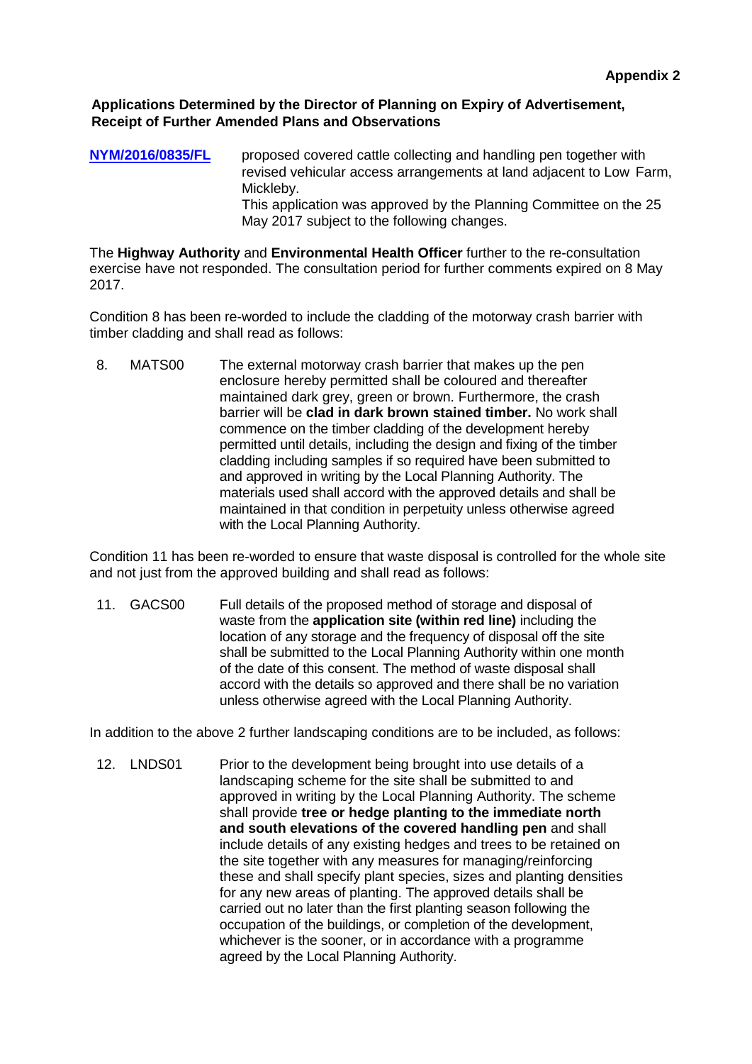**Appendix 2**

**Applications Determined by the Director of Planning on Expiry of Advertisement, Receipt of Further Amended Plans and Observations**

**NYM/2016/0835/FL** proposed covered cattle collecting and handling pen together with revised vehicular access arrangements at land adjacent to Low Farm, Mickleby.
This application was approved by the Planning Committee on the 25 May 2017 subject to the following changes.

The **Highway Authority** and **Environmental Health Officer** further to the re-consultation exercise have not responded. The consultation period for further comments expired on 8 May 2017.

Condition 8 has been re-worded to include the cladding of the motorway crash barrier with timber cladding and shall read as follows:

8. MATS00 The external motorway crash barrier that makes up the pen enclosure hereby permitted shall be coloured and thereafter maintained dark grey, green or brown. Furthermore, the crash barrier will be **clad in dark brown stained timber.** No work shall commence on the timber cladding of the development hereby permitted until details, including the design and fixing of the timber cladding including samples if so required have been submitted to and approved in writing by the Local Planning Authority. The materials used shall accord with the approved details and shall be maintained in that condition in perpetuity unless otherwise agreed with the Local Planning Authority.

Condition 11 has been re-worded to ensure that waste disposal is controlled for the whole site and not just from the approved building and shall read as follows:

11. GACS00 Full details of the proposed method of storage and disposal of waste from the **application site (within red line)** including the location of any storage and the frequency of disposal off the site shall be submitted to the Local Planning Authority within one month of the date of this consent. The method of waste disposal shall accord with the details so approved and there shall be no variation unless otherwise agreed with the Local Planning Authority.

In addition to the above 2 further landscaping conditions are to be included, as follows:

12. LNDS01 Prior to the development being brought into use details of a landscaping scheme for the site shall be submitted to and approved in writing by the Local Planning Authority. The scheme shall provide **tree or hedge planting to the immediate north and south elevations of the covered handling pen** and shall include details of any existing hedges and trees to be retained on the site together with any measures for managing/reinforcing these and shall specify plant species, sizes and planting densities for any new areas of planting. The approved details shall be carried out no later than the first planting season following the occupation of the buildings, or completion of the development, whichever is the sooner, or in accordance with a programme agreed by the Local Planning Authority.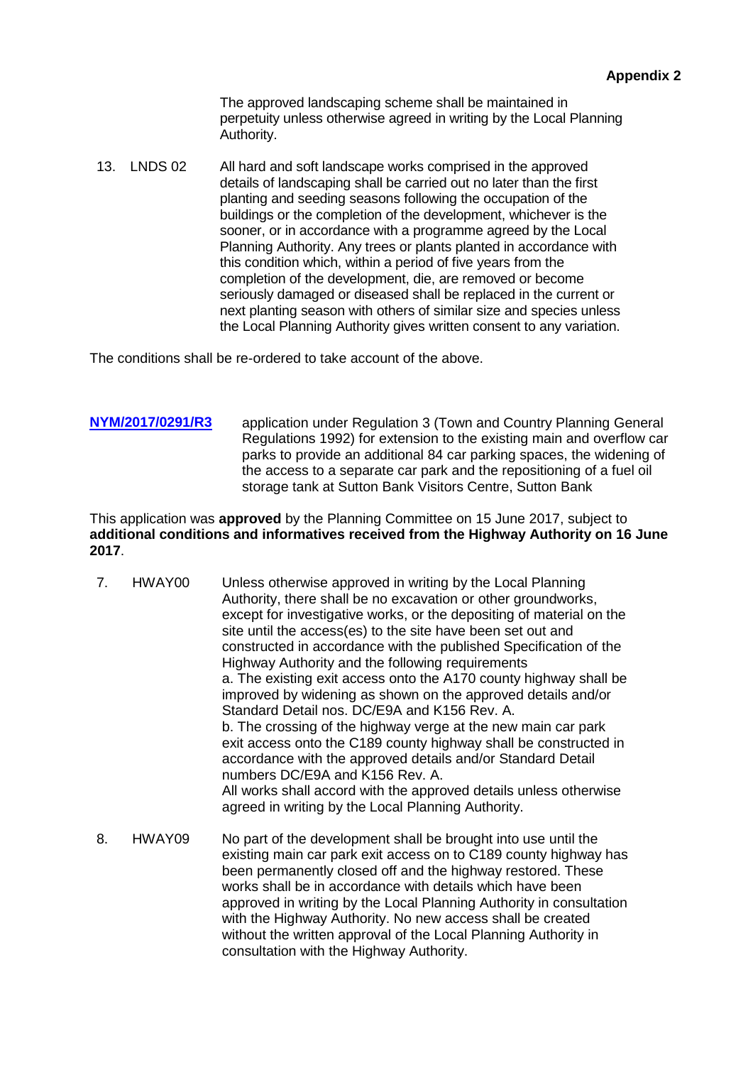The approved landscaping scheme shall be maintained in perpetuity unless otherwise agreed in writing by the Local Planning Authority.

13. LNDS 02 All hard and soft landscape works comprised in the approved details of landscaping shall be carried out no later than the first planting and seeding seasons following the occupation of the buildings or the completion of the development, whichever is the sooner, or in accordance with a programme agreed by the Local Planning Authority. Any trees or plants planted in accordance with this condition which, within a period of five years from the completion of the development, die, are removed or become seriously damaged or diseased shall be replaced in the current or next planting season with others of similar size and species unless the Local Planning Authority gives written consent to any variation.

The conditions shall be re-ordered to take account of the above.

**NYM/2017/0291/R3** application under Regulation 3 (Town and Country Planning General Regulations 1992) for extension to the existing main and overflow car parks to provide an additional 84 car parking spaces, the widening of the access to a separate car park and the repositioning of a fuel oil storage tank at Sutton Bank Visitors Centre, Sutton Bank

This application was **approved** by the Planning Committee on 15 June 2017, subject to **additional conditions and informatives received from the Highway Authority on 16 June 2017**.

7. HWAY00 Unless otherwise approved in writing by the Local Planning Authority, there shall be no excavation or other groundworks, except for investigative works, or the depositing of material on the site until the access(es) to the site have been set out and constructed in accordance with the published Specification of the Highway Authority and the following requirements
   a. The existing exit access onto the A170 county highway shall be improved by widening as shown on the approved details and/or Standard Detail nos. DC/E9A and K156 Rev. A.
   b. The crossing of the highway verge at the new main car park exit access onto the C189 county highway shall be constructed in accordance with the approved details and/or Standard Detail numbers DC/E9A and K156 Rev. A.
   All works shall accord with the approved details unless otherwise agreed in writing by the Local Planning Authority.

8. HWAY09 No part of the development shall be brought into use until the existing main car park exit access on to C189 county highway has been permanently closed off and the highway restored. These works shall be in accordance with details which have been approved in writing by the Local Planning Authority in consultation with the Highway Authority. No new access shall be created without the written approval of the Local Planning Authority in consultation with the Highway Authority.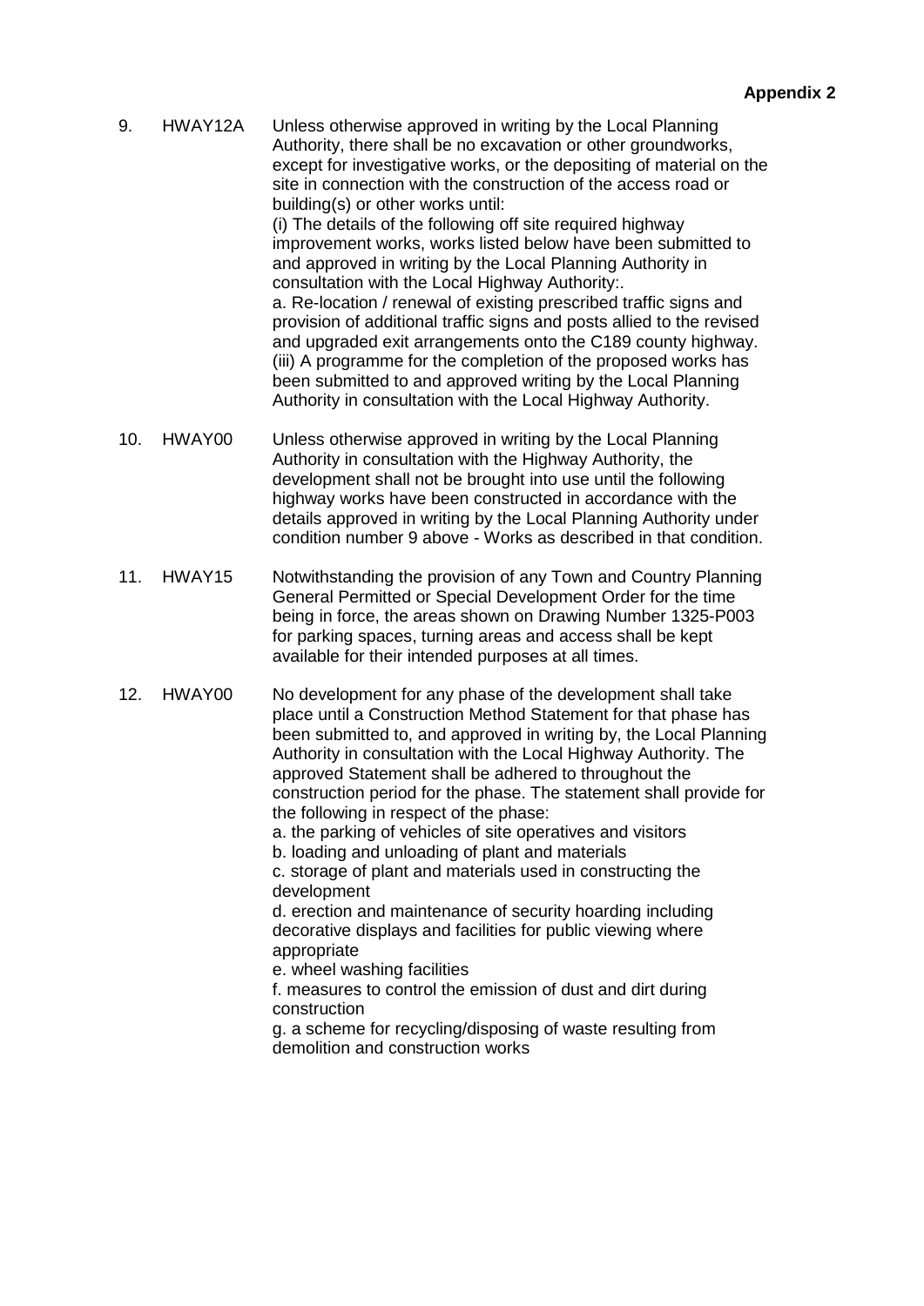**Appendix 2**

9. HWAY12A Unless otherwise approved in writing by the Local Planning Authority, there shall be no excavation or other groundworks, except for investigative works, or the depositing of material on the site in connection with the construction of the access road or building(s) or other works until:
(i) The details of the following off site required highway improvement works, works listed below have been submitted to and approved in writing by the Local Planning Authority in consultation with the Local Highway Authority:.
a. Re-location / renewal of existing prescribed traffic signs and provision of additional traffic signs and posts allied to the revised and upgraded exit arrangements onto the C189 county highway.
(iii) A programme for the completion of the proposed works has been submitted to and approved writing by the Local Planning Authority in consultation with the Local Highway Authority.

10. HWAY00 Unless otherwise approved in writing by the Local Planning Authority in consultation with the Highway Authority, the development shall not be brought into use until the following highway works have been constructed in accordance with the details approved in writing by the Local Planning Authority under condition number 9 above - Works as described in that condition.

11. HWAY15 Notwithstanding the provision of any Town and Country Planning General Permitted or Special Development Order for the time being in force, the areas shown on Drawing Number 1325-P003 for parking spaces, turning areas and access shall be kept available for their intended purposes at all times.

12. HWAY00 No development for any phase of the development shall take place until a Construction Method Statement for that phase has been submitted to, and approved in writing by, the Local Planning Authority in consultation with the Local Highway Authority. The approved Statement shall be adhered to throughout the construction period for the phase. The statement shall provide for the following in respect of the phase:
a. the parking of vehicles of site operatives and visitors
b. loading and unloading of plant and materials
c. storage of plant and materials used in constructing the development
d. erection and maintenance of security hoarding including decorative displays and facilities for public viewing where appropriate
e. wheel washing facilities
f. measures to control the emission of dust and dirt during construction
g. a scheme for recycling/disposing of waste resulting from demolition and construction works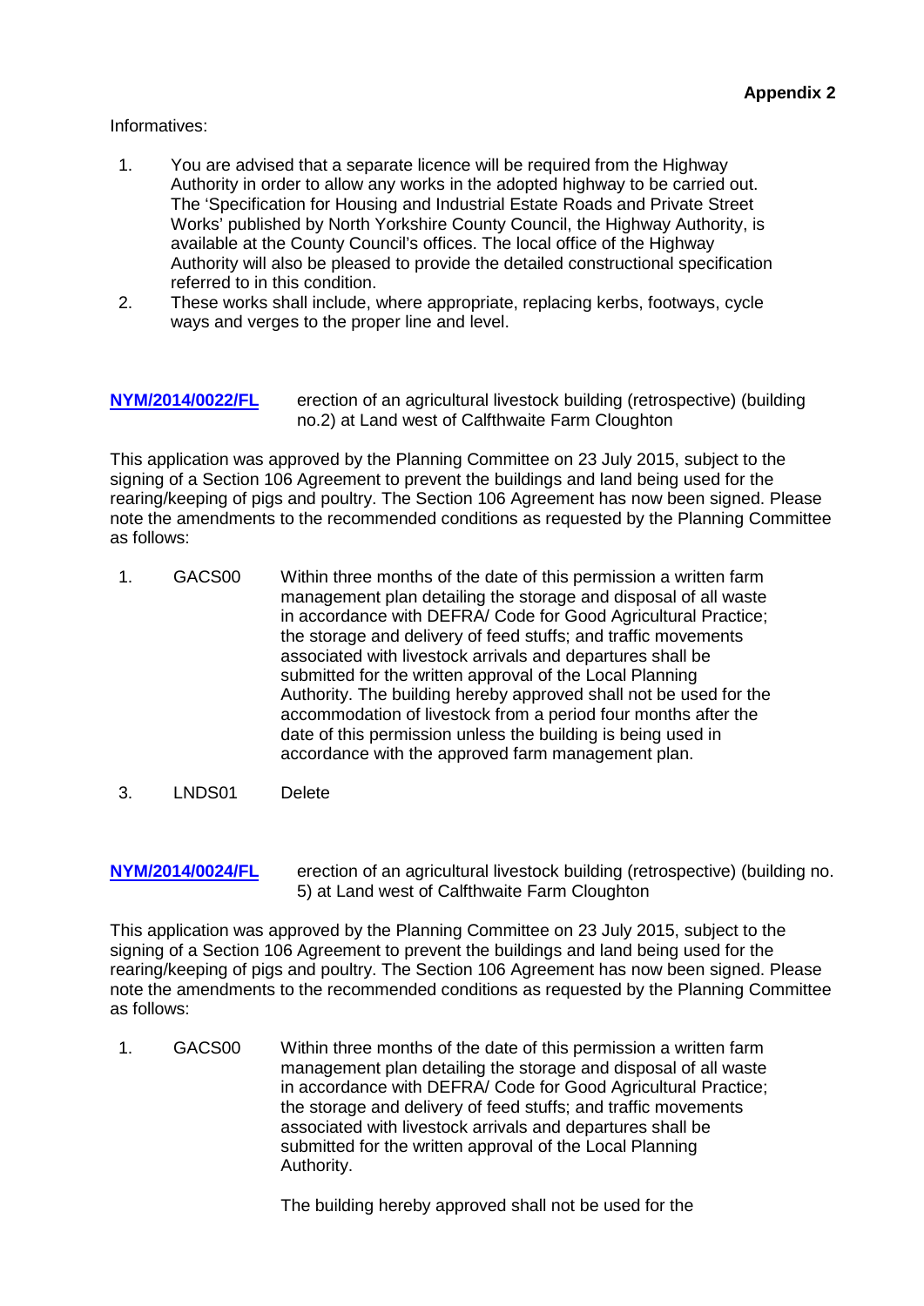**Appendix 2**

Informatives:

1. You are advised that a separate licence will be required from the Highway Authority in order to allow any works in the adopted highway to be carried out. The 'Specification for Housing and Industrial Estate Roads and Private Street Works' published by North Yorkshire County Council, the Highway Authority, is available at the County Council's offices. The local office of the Highway Authority will also be pleased to provide the detailed constructional specification referred to in this condition.
2. These works shall include, where appropriate, replacing kerbs, footways, cycle ways and verges to the proper line and level.

**NYM/2014/0022/FL** erection of an agricultural livestock building (retrospective) (building no.2) at Land west of Calfthwaite Farm Cloughton

This application was approved by the Planning Committee on 23 July 2015, subject to the signing of a Section 106 Agreement to prevent the buildings and land being used for the rearing/keeping of pigs and poultry. The Section 106 Agreement has now been signed. Please note the amendments to the recommended conditions as requested by the Planning Committee as follows:

| | | |
|---|---|---|
| 1. | GACS00 | Within three months of the date of this permission a written farm management plan detailing the storage and disposal of all waste in accordance with DEFRA/ Code for Good Agricultural Practice; the storage and delivery of feed stuffs; and traffic movements associated with livestock arrivals and departures shall be submitted for the written approval of the Local Planning Authority. The building hereby approved shall not be used for the accommodation of livestock from a period four months after the date of this permission unless the building is being used in accordance with the approved farm management plan. |
| 3. | LNDS01 | Delete |

**NYM/2014/0024/FL** erection of an agricultural livestock building (retrospective) (building no. 5) at Land west of Calfthwaite Farm Cloughton

This application was approved by the Planning Committee on 23 July 2015, subject to the signing of a Section 106 Agreement to prevent the buildings and land being used for the rearing/keeping of pigs and poultry. The Section 106 Agreement has now been signed. Please note the amendments to the recommended conditions as requested by the Planning Committee as follows:

| | | |
|---|---|---|
| 1. | GACS00 | Within three months of the date of this permission a written farm management plan detailing the storage and disposal of all waste in accordance with DEFRA/ Code for Good Agricultural Practice; the storage and delivery of feed stuffs; and traffic movements associated with livestock arrivals and departures shall be submitted for the written approval of the Local Planning Authority.<br><br>The building hereby approved shall not be used for the |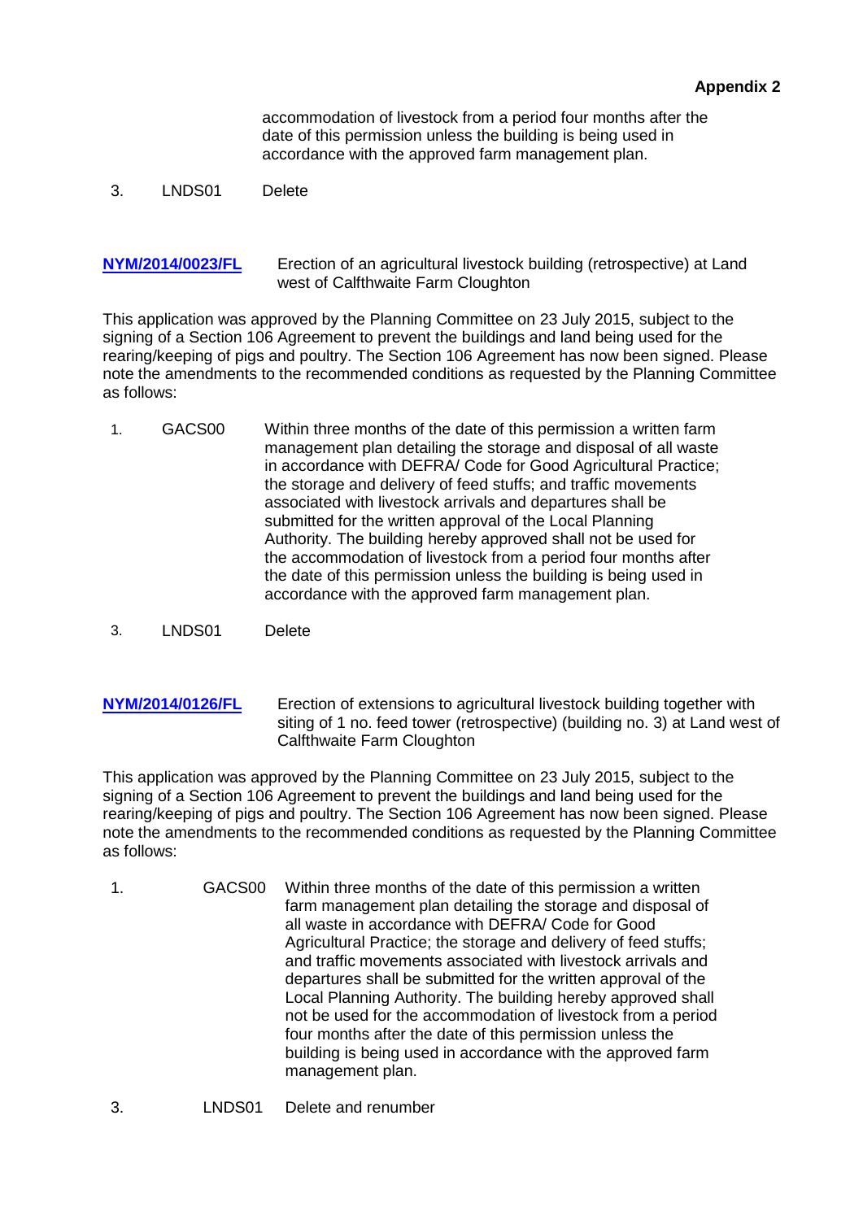**Appendix 2**

accommodation of livestock from a period four months after the date of this permission unless the building is being used in accordance with the approved farm management plan.

3. LNDS01 Delete

**NYM/2014/0023/FL** Erection of an agricultural livestock building (retrospective) at Land west of Calfthwaite Farm Cloughton

This application was approved by the Planning Committee on 23 July 2015, subject to the signing of a Section 106 Agreement to prevent the buildings and land being used for the rearing/keeping of pigs and poultry. The Section 106 Agreement has now been signed. Please note the amendments to the recommended conditions as requested by the Planning Committee as follows:

1. GACS00 Within three months of the date of this permission a written farm management plan detailing the storage and disposal of all waste in accordance with DEFRA/ Code for Good Agricultural Practice; the storage and delivery of feed stuffs; and traffic movements associated with livestock arrivals and departures shall be submitted for the written approval of the Local Planning Authority. The building hereby approved shall not be used for the accommodation of livestock from a period four months after the date of this permission unless the building is being used in accordance with the approved farm management plan.

3. LNDS01 Delete

**NYM/2014/0126/FL** Erection of extensions to agricultural livestock building together with siting of 1 no. feed tower (retrospective) (building no. 3) at Land west of Calfthwaite Farm Cloughton

This application was approved by the Planning Committee on 23 July 2015, subject to the signing of a Section 106 Agreement to prevent the buildings and land being used for the rearing/keeping of pigs and poultry. The Section 106 Agreement has now been signed. Please note the amendments to the recommended conditions as requested by the Planning Committee as follows:

1. GACS00 Within three months of the date of this permission a written farm management plan detailing the storage and disposal of all waste in accordance with DEFRA/ Code for Good Agricultural Practice; the storage and delivery of feed stuffs; and traffic movements associated with livestock arrivals and departures shall be submitted for the written approval of the Local Planning Authority. The building hereby approved shall not be used for the accommodation of livestock from a period four months after the date of this permission unless the building is being used in accordance with the approved farm management plan.

3. LNDS01 Delete and renumber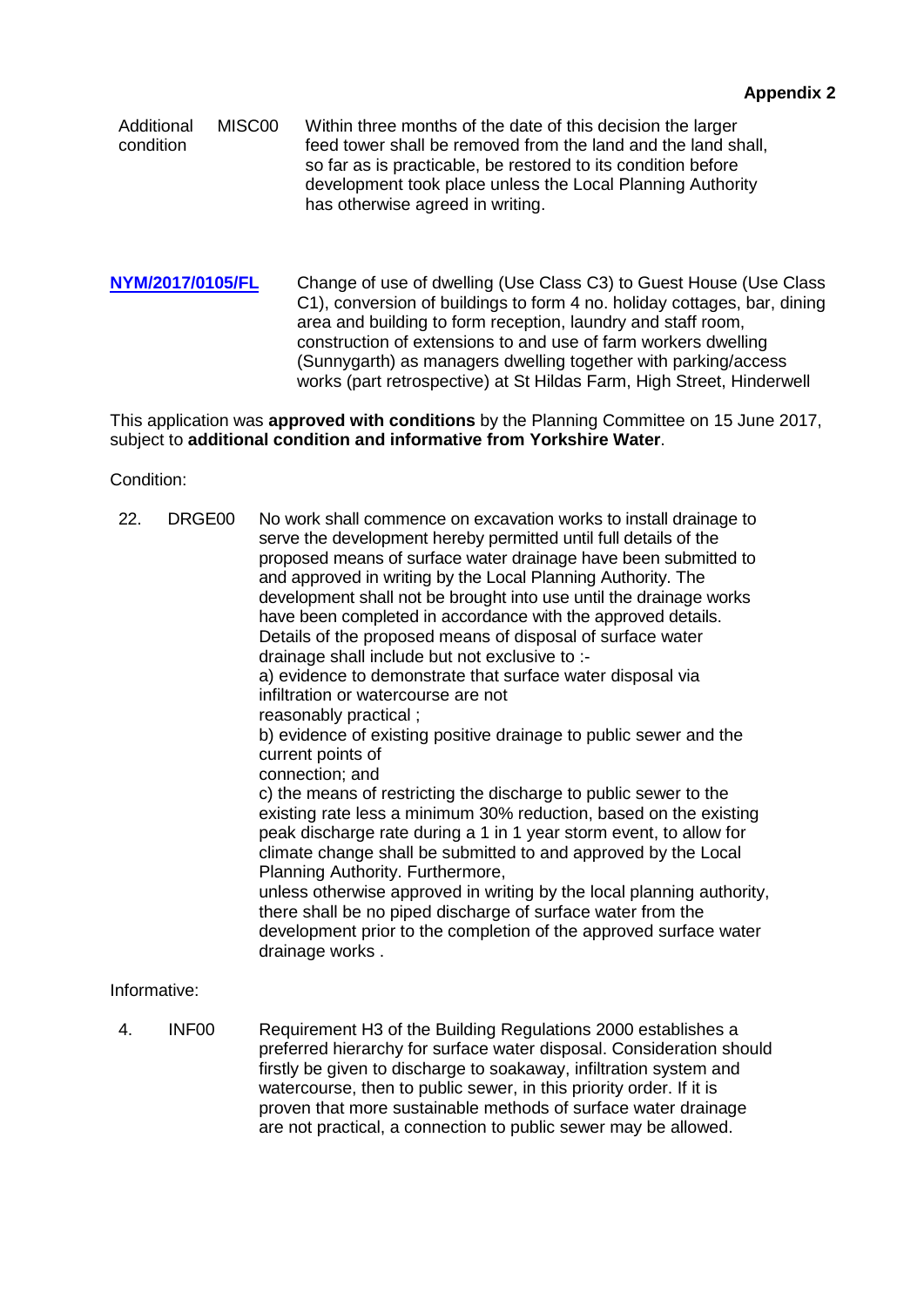**Appendix 2**

| | | |
|---|---|---|
| Additional condition | MISC00 | Within three months of the date of this decision the larger feed tower shall be removed from the land and the land shall, so far as is practicable, be restored to its condition before development took place unless the Local Planning Authority has otherwise agreed in writing. |

**NYM/2017/0105/FL** Change of use of dwelling (Use Class C3) to Guest House (Use Class C1), conversion of buildings to form 4 no. holiday cottages, bar, dining area and building to form reception, laundry and staff room, construction of extensions to and use of farm workers dwelling (Sunnygarth) as managers dwelling together with parking/access works (part retrospective) at St Hildas Farm, High Street, Hinderwell

This application was **approved with conditions** by the Planning Committee on 15 June 2017, subject to **additional condition and informative from Yorkshire Water**.

Condition:

| | | |
|---|---|---|
| 22. | DRGE00 | No work shall commence on excavation works to install drainage to serve the development hereby permitted until full details of the proposed means of surface water drainage have been submitted to and approved in writing by the Local Planning Authority. The development shall not be brought into use until the drainage works have been completed in accordance with the approved details. Details of the proposed means of disposal of surface water drainage shall include but not exclusive to :- a) evidence to demonstrate that surface water disposal via infiltration or watercourse are not reasonably practical ; b) evidence of existing positive drainage to public sewer and the current points of connection; and c) the means of restricting the discharge to public sewer to the existing rate less a minimum 30% reduction, based on the existing peak discharge rate during a 1 in 1 year storm event, to allow for climate change shall be submitted to and approved by the Local Planning Authority. Furthermore, unless otherwise approved in writing by the local planning authority, there shall be no piped discharge of surface water from the development prior to the completion of the approved surface water drainage works . |

Informative:

| | | |
|---|---|---|
| 4. | INF00 | Requirement H3 of the Building Regulations 2000 establishes a preferred hierarchy for surface water disposal. Consideration should firstly be given to discharge to soakaway, infiltration system and watercourse, then to public sewer, in this priority order. If it is proven that more sustainable methods of surface water drainage are not practical, a connection to public sewer may be allowed. |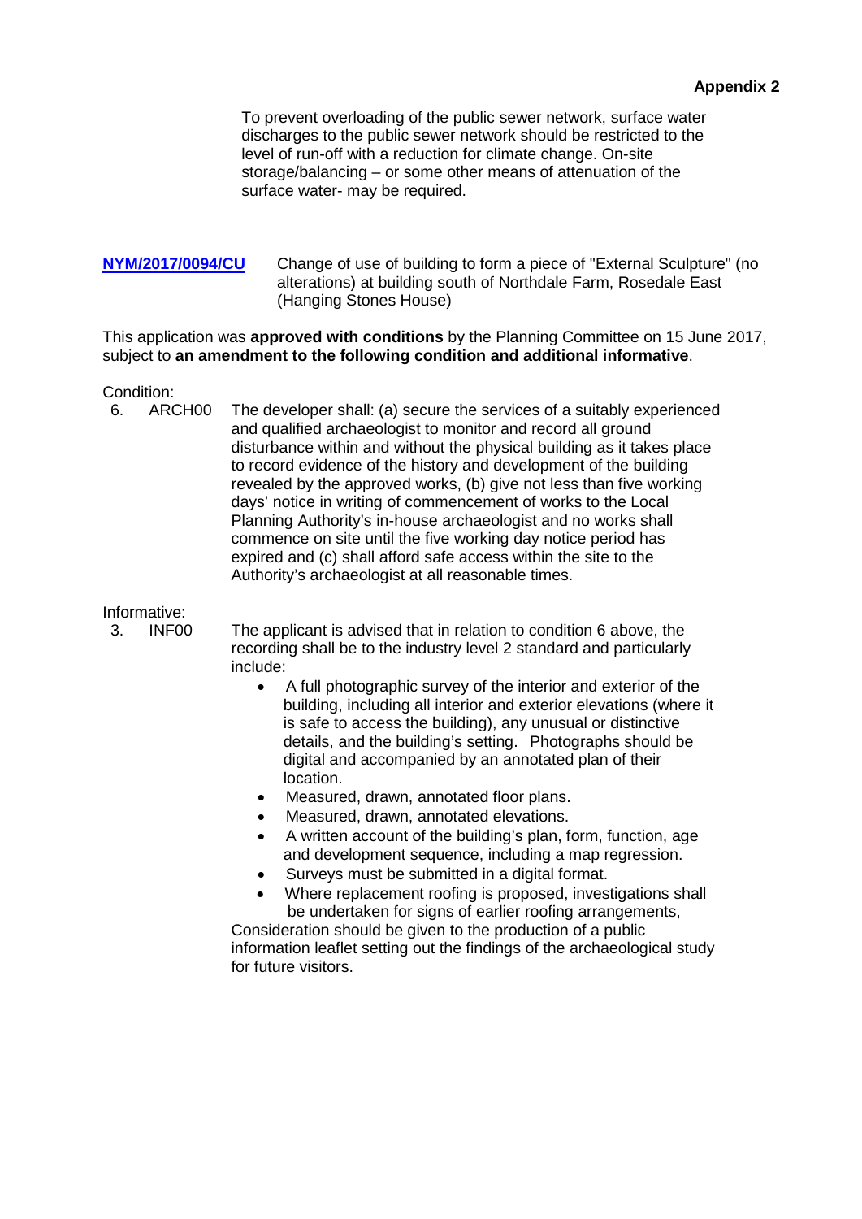**Appendix 2**

To prevent overloading of the public sewer network, surface water discharges to the public sewer network should be restricted to the level of run-off with a reduction for climate change. On-site storage/balancing – or some other means of attenuation of the surface water- may be required.

**NYM/2017/0094/CU** Change of use of building to form a piece of "External Sculpture" (no alterations) at building south of Northdale Farm, Rosedale East (Hanging Stones House)

This application was **approved with conditions** by the Planning Committee on 15 June 2017, subject to **an amendment to the following condition and additional informative**.

Condition:

6. ARCH00 The developer shall: (a) secure the services of a suitably experienced and qualified archaeologist to monitor and record all ground disturbance within and without the physical building as it takes place to record evidence of the history and development of the building revealed by the approved works, (b) give not less than five working days' notice in writing of commencement of works to the Local Planning Authority's in-house archaeologist and no works shall commence on site until the five working day notice period has expired and (c) shall afford safe access within the site to the Authority's archaeologist at all reasonable times.

Informative:

3. INF00 The applicant is advised that in relation to condition 6 above, the recording shall be to the industry level 2 standard and particularly include:
   - A full photographic survey of the interior and exterior of the building, including all interior and exterior elevations (where it is safe to access the building), any unusual or distinctive details, and the building's setting. Photographs should be digital and accompanied by an annotated plan of their location.
   - Measured, drawn, annotated floor plans.
   - Measured, drawn, annotated elevations.
   - A written account of the building's plan, form, function, age and development sequence, including a map regression.
   - Surveys must be submitted in a digital format.
   - Where replacement roofing is proposed, investigations shall be undertaken for signs of earlier roofing arrangements,

   Consideration should be given to the production of a public information leaflet setting out the findings of the archaeological study for future visitors.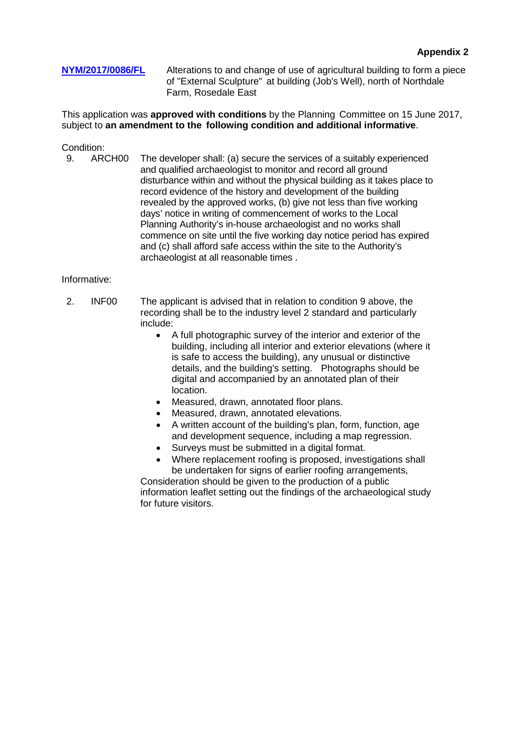**Appendix 2**

**NYM/2017/0086/FL** Alterations to and change of use of agricultural building to form a piece of "External Sculpture" at building (Job's Well), north of Northdale Farm, Rosedale East

This application was **approved with conditions** by the Planning Committee on 15 June 2017, subject to **an amendment to the following condition and additional informative**.

Condition:

9. ARCH00 The developer shall: (a) secure the services of a suitably experienced and qualified archaeologist to monitor and record all ground disturbance within and without the physical building as it takes place to record evidence of the history and development of the building revealed by the approved works, (b) give not less than five working days' notice in writing of commencement of works to the Local Planning Authority's in-house archaeologist and no works shall commence on site until the five working day notice period has expired and (c) shall afford safe access within the site to the Authority's archaeologist at all reasonable times .

Informative:

2. INF00 The applicant is advised that in relation to condition 9 above, the recording shall be to the industry level 2 standard and particularly include:
   - A full photographic survey of the interior and exterior of the building, including all interior and exterior elevations (where it is safe to access the building), any unusual or distinctive details, and the building's setting. Photographs should be digital and accompanied by an annotated plan of their location.
   - Measured, drawn, annotated floor plans.
   - Measured, drawn, annotated elevations.
   - A written account of the building's plan, form, function, age and development sequence, including a map regression.
   - Surveys must be submitted in a digital format.
   - Where replacement roofing is proposed, investigations shall be undertaken for signs of earlier roofing arrangements,

   Consideration should be given to the production of a public information leaflet setting out the findings of the archaeological study for future visitors.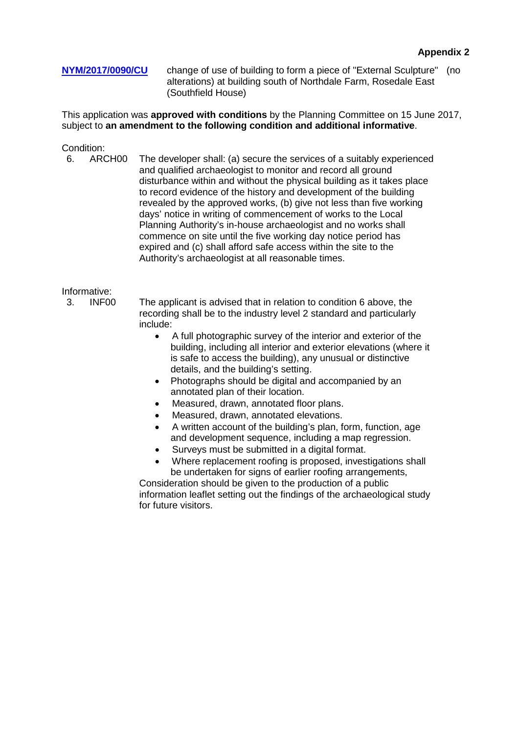**Appendix 2**

**NYM/2017/0090/CU** change of use of building to form a piece of "External Sculpture" (no alterations) at building south of Northdale Farm, Rosedale East (Southfield House)

This application was **approved with conditions** by the Planning Committee on 15 June 2017, subject to **an amendment to the following condition and additional informative**.

Condition:

6. ARCH00 The developer shall: (a) secure the services of a suitably experienced and qualified archaeologist to monitor and record all ground disturbance within and without the physical building as it takes place to record evidence of the history and development of the building revealed by the approved works, (b) give not less than five working days' notice in writing of commencement of works to the Local Planning Authority's in-house archaeologist and no works shall commence on site until the five working day notice period has expired and (c) shall afford safe access within the site to the Authority's archaeologist at all reasonable times.

Informative:

3. INF00 The applicant is advised that in relation to condition 6 above, the recording shall be to the industry level 2 standard and particularly include:
   - A full photographic survey of the interior and exterior of the building, including all interior and exterior elevations (where it is safe to access the building), any unusual or distinctive details, and the building's setting.
   - Photographs should be digital and accompanied by an annotated plan of their location.
   - Measured, drawn, annotated floor plans.
   - Measured, drawn, annotated elevations.
   - A written account of the building's plan, form, function, age and development sequence, including a map regression.
   - Surveys must be submitted in a digital format.
   - Where replacement roofing is proposed, investigations shall be undertaken for signs of earlier roofing arrangements,

   Consideration should be given to the production of a public information leaflet setting out the findings of the archaeological study for future visitors.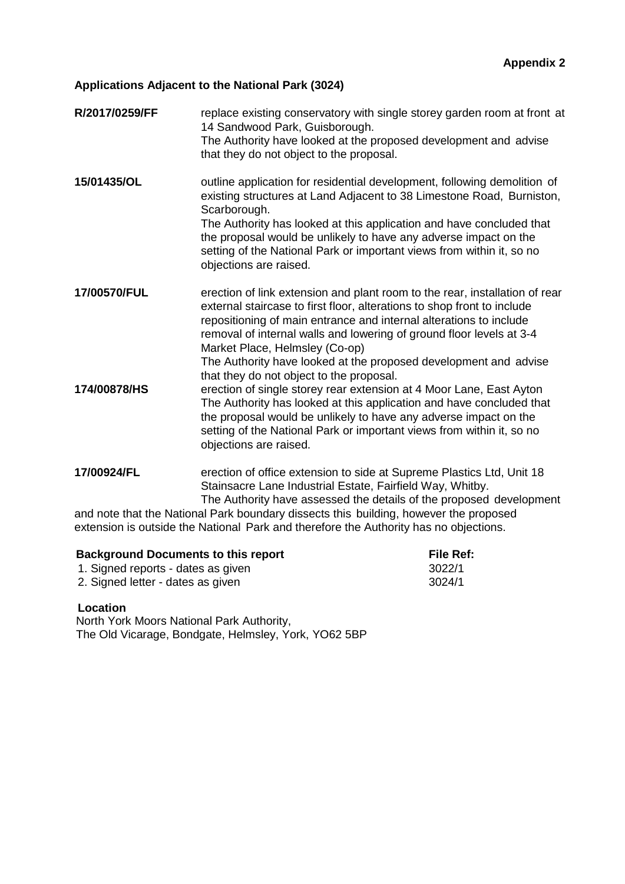**Appendix 2**

**Applications Adjacent to the National Park (3024)**

**R/2017/0259/FF** replace existing conservatory with single storey garden room at front at 14 Sandwood Park, Guisborough.
The Authority have looked at the proposed development and advise that they do not object to the proposal.

**15/01435/OL** outline application for residential development, following demolition of existing structures at Land Adjacent to 38 Limestone Road, Burniston, Scarborough.
The Authority has looked at this application and have concluded that the proposal would be unlikely to have any adverse impact on the setting of the National Park or important views from within it, so no objections are raised.

**17/00570/FUL** erection of link extension and plant room to the rear, installation of rear external staircase to first floor, alterations to shop front to include repositioning of main entrance and internal alterations to include removal of internal walls and lowering of ground floor levels at 3-4 Market Place, Helmsley (Co-op)
The Authority have looked at the proposed development and advise that they do not object to the proposal.

**174/00878/HS** erection of single storey rear extension at 4 Moor Lane, East Ayton
The Authority has looked at this application and have concluded that the proposal would be unlikely to have any adverse impact on the setting of the National Park or important views from within it, so no objections are raised.

**17/00924/FL** erection of office extension to side at Supreme Plastics Ltd, Unit 18 Stainsacre Lane Industrial Estate, Fairfield Way, Whitby.
The Authority have assessed the details of the proposed development and note that the National Park boundary dissects this building, however the proposed extension is outside the National Park and therefore the Authority has no objections.

| **Background Documents to this report** | **File Ref:** |
|---|---|
| 1. Signed reports - dates as given | 3022/1 |
| 2. Signed letter - dates as given | 3024/1 |

**Location**

North York Moors National Park Authority,
The Old Vicarage, Bondgate, Helmsley, York, YO62 5BP